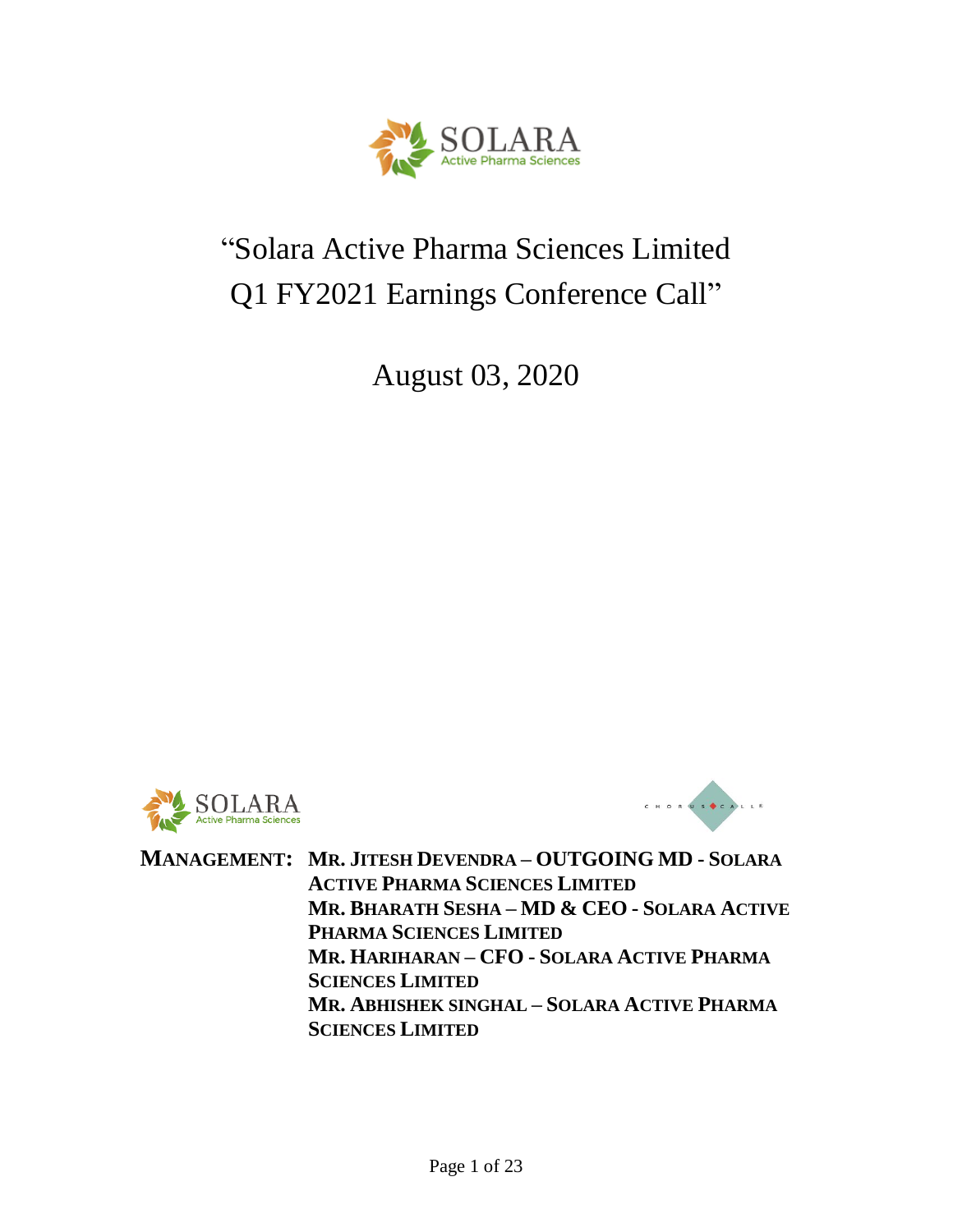# "Solara Active Pharma Sciences Limited Q1 FY2021 Earnings Conference Call"

## August 03, 2020

**MANAGEMENT:** **MR. JITESH DEVENDRA – OUTGOING MD - SOLARA ACTIVE PHARMA SCIENCES LIMITED**
**MR. BHARATH SESHA – MD & CEO - SOLARA ACTIVE PHARMA SCIENCES LIMITED**
**MR. HARIHARAN – CFO - SOLARA ACTIVE PHARMA SCIENCES LIMITED**
**MR. ABHISHEK SINGHAL – SOLARA ACTIVE PHARMA SCIENCES LIMITED**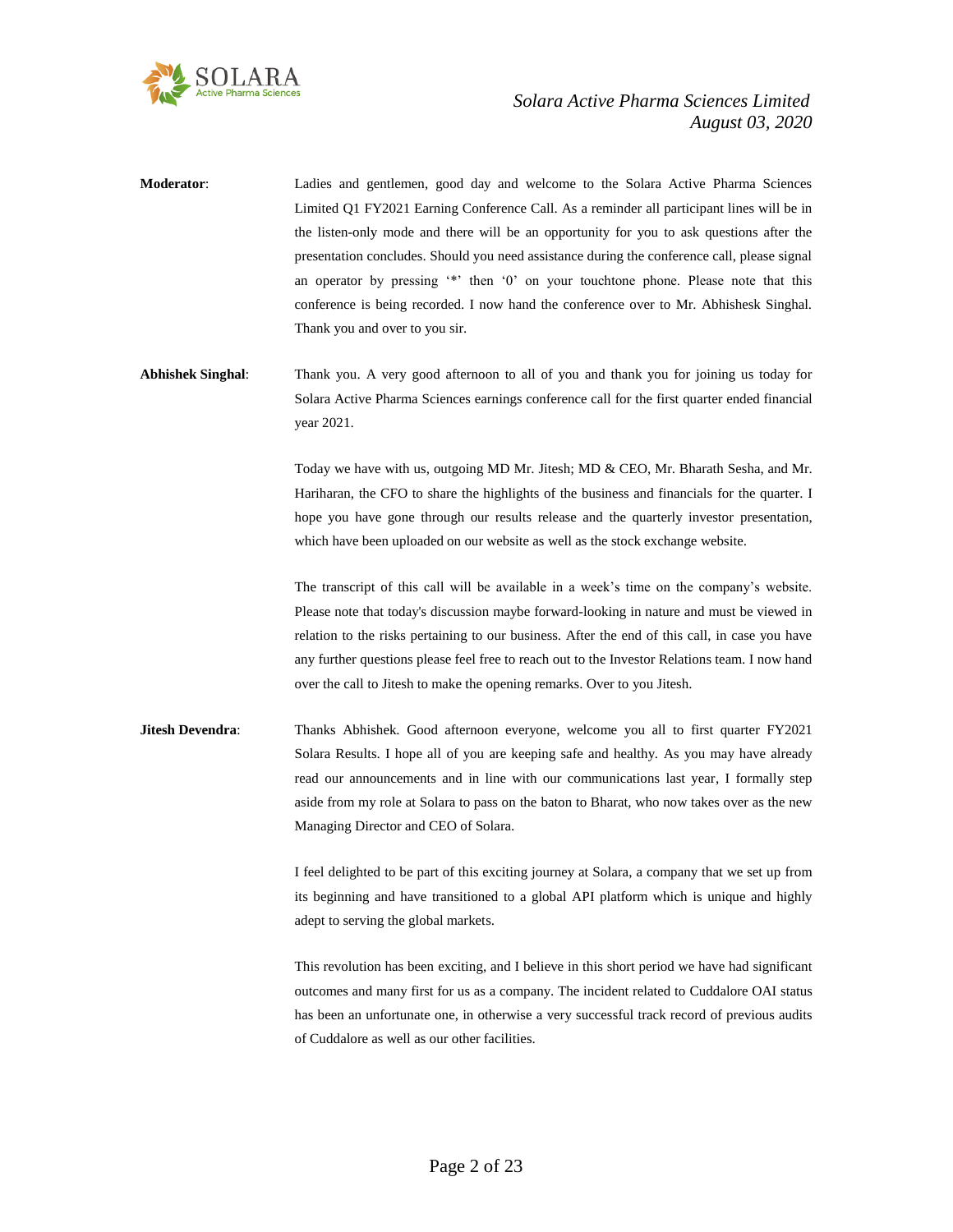**Moderator**: Ladies and gentlemen, good day and welcome to the Solara Active Pharma Sciences Limited Q1 FY2021 Earning Conference Call. As a reminder all participant lines will be in the listen-only mode and there will be an opportunity for you to ask questions after the presentation concludes. Should you need assistance during the conference call, please signal an operator by pressing '*' then '0' on your touchtone phone. Please note that this conference is being recorded. I now hand the conference over to Mr. Abhishesk Singhal. Thank you and over to you sir.

**Abhishek Singhal**: Thank you. A very good afternoon to all of you and thank you for joining us today for Solara Active Pharma Sciences earnings conference call for the first quarter ended financial year 2021.

Today we have with us, outgoing MD Mr. Jitesh; MD & CEO, Mr. Bharath Sesha, and Mr. Hariharan, the CFO to share the highlights of the business and financials for the quarter. I hope you have gone through our results release and the quarterly investor presentation, which have been uploaded on our website as well as the stock exchange website.

The transcript of this call will be available in a week's time on the company's website. Please note that today's discussion maybe forward-looking in nature and must be viewed in relation to the risks pertaining to our business. After the end of this call, in case you have any further questions please feel free to reach out to the Investor Relations team. I now hand over the call to Jitesh to make the opening remarks. Over to you Jitesh.

**Jitesh Devendra**: Thanks Abhishek. Good afternoon everyone, welcome you all to first quarter FY2021 Solara Results. I hope all of you are keeping safe and healthy. As you may have already read our announcements and in line with our communications last year, I formally step aside from my role at Solara to pass on the baton to Bharat, who now takes over as the new Managing Director and CEO of Solara.

I feel delighted to be part of this exciting journey at Solara, a company that we set up from its beginning and have transitioned to a global API platform which is unique and highly adept to serving the global markets.

This revolution has been exciting, and I believe in this short period we have had significant outcomes and many first for us as a company. The incident related to Cuddalore OAI status has been an unfortunate one, in otherwise a very successful track record of previous audits of Cuddalore as well as our other facilities.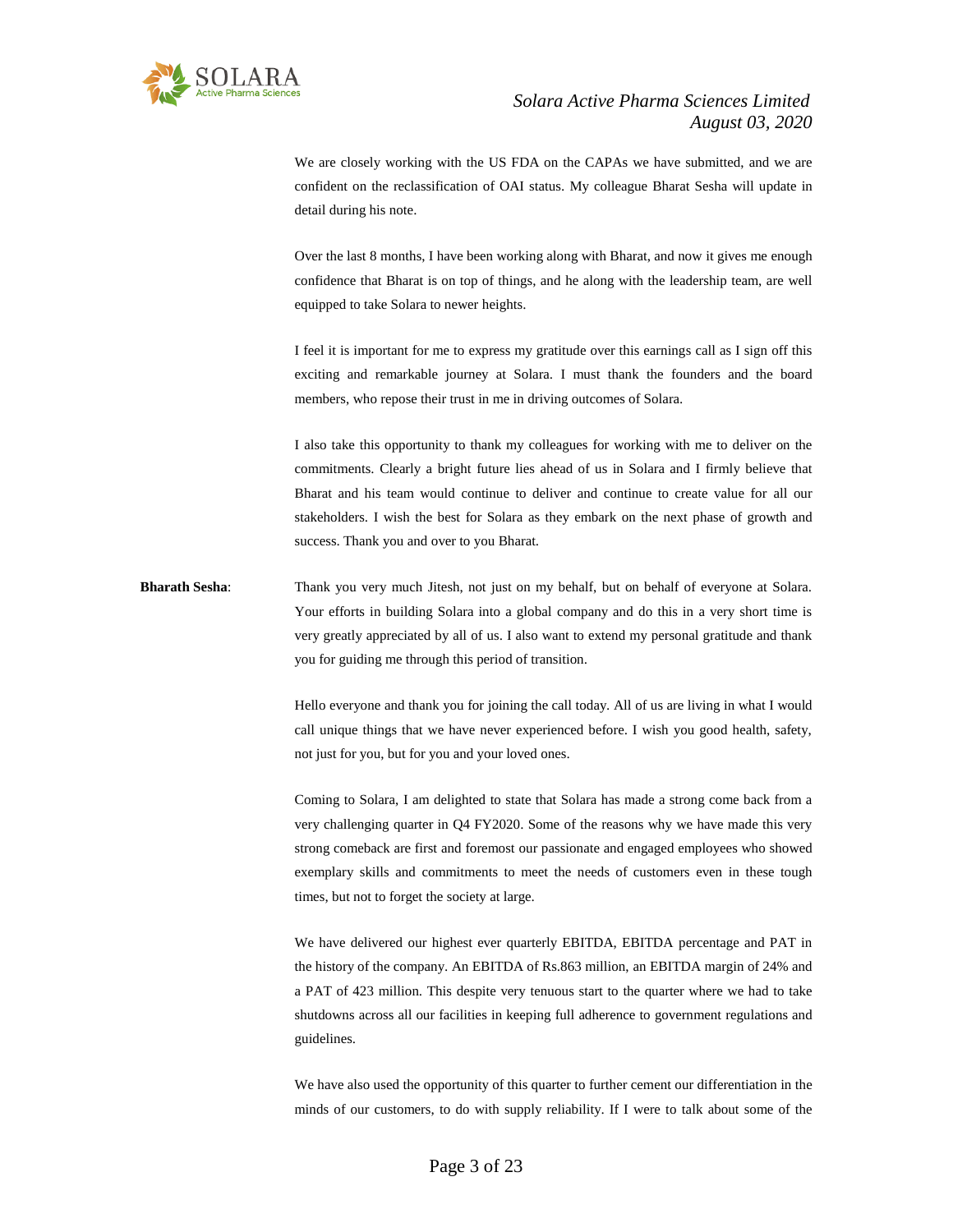We are closely working with the US FDA on the CAPAs we have submitted, and we are confident on the reclassification of OAI status. My colleague Bharat Sesha will update in detail during his note.

Over the last 8 months, I have been working along with Bharat, and now it gives me enough confidence that Bharat is on top of things, and he along with the leadership team, are well equipped to take Solara to newer heights.

I feel it is important for me to express my gratitude over this earnings call as I sign off this exciting and remarkable journey at Solara. I must thank the founders and the board members, who repose their trust in me in driving outcomes of Solara.

I also take this opportunity to thank my colleagues for working with me to deliver on the commitments. Clearly a bright future lies ahead of us in Solara and I firmly believe that Bharat and his team would continue to deliver and continue to create value for all our stakeholders. I wish the best for Solara as they embark on the next phase of growth and success. Thank you and over to you Bharat.

**Bharath Sesha**: Thank you very much Jitesh, not just on my behalf, but on behalf of everyone at Solara. Your efforts in building Solara into a global company and do this in a very short time is very greatly appreciated by all of us. I also want to extend my personal gratitude and thank you for guiding me through this period of transition.

Hello everyone and thank you for joining the call today. All of us are living in what I would call unique things that we have never experienced before. I wish you good health, safety, not just for you, but for you and your loved ones.

Coming to Solara, I am delighted to state that Solara has made a strong come back from a very challenging quarter in Q4 FY2020. Some of the reasons why we have made this very strong comeback are first and foremost our passionate and engaged employees who showed exemplary skills and commitments to meet the needs of customers even in these tough times, but not to forget the society at large.

We have delivered our highest ever quarterly EBITDA, EBITDA percentage and PAT in the history of the company. An EBITDA of Rs.863 million, an EBITDA margin of 24% and a PAT of 423 million. This despite very tenuous start to the quarter where we had to take shutdowns across all our facilities in keeping full adherence to government regulations and guidelines.

We have also used the opportunity of this quarter to further cement our differentiation in the minds of our customers, to do with supply reliability. If I were to talk about some of the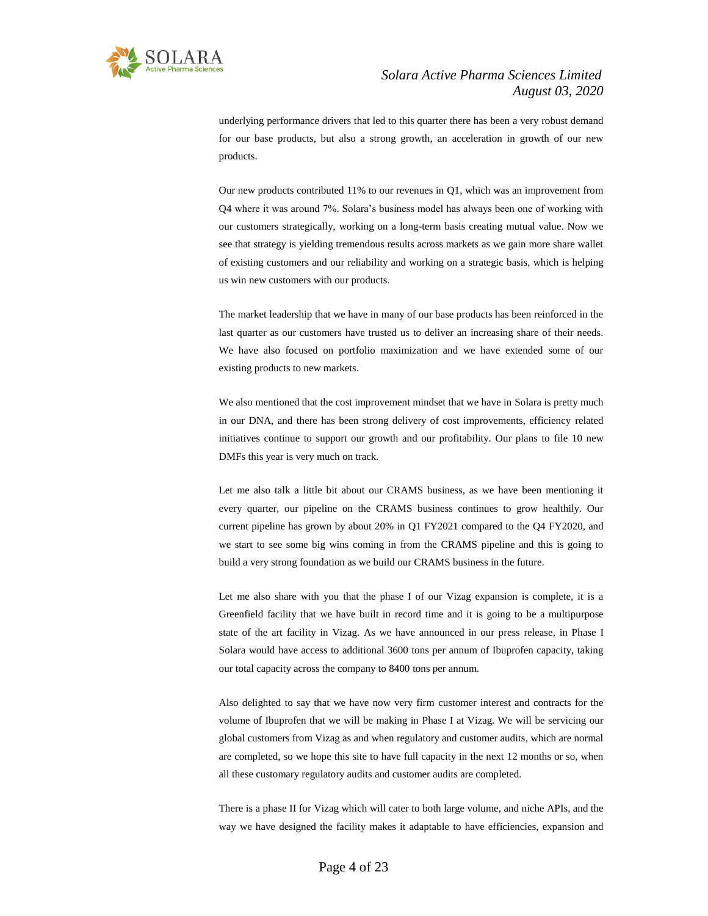underlying performance drivers that led to this quarter there has been a very robust demand for our base products, but also a strong growth, an acceleration in growth of our new products.

Our new products contributed 11% to our revenues in Q1, which was an improvement from Q4 where it was around 7%. Solara's business model has always been one of working with our customers strategically, working on a long-term basis creating mutual value. Now we see that strategy is yielding tremendous results across markets as we gain more share wallet of existing customers and our reliability and working on a strategic basis, which is helping us win new customers with our products.

The market leadership that we have in many of our base products has been reinforced in the last quarter as our customers have trusted us to deliver an increasing share of their needs. We have also focused on portfolio maximization and we have extended some of our existing products to new markets.

We also mentioned that the cost improvement mindset that we have in Solara is pretty much in our DNA, and there has been strong delivery of cost improvements, efficiency related initiatives continue to support our growth and our profitability. Our plans to file 10 new DMFs this year is very much on track.

Let me also talk a little bit about our CRAMS business, as we have been mentioning it every quarter, our pipeline on the CRAMS business continues to grow healthily. Our current pipeline has grown by about 20% in Q1 FY2021 compared to the Q4 FY2020, and we start to see some big wins coming in from the CRAMS pipeline and this is going to build a very strong foundation as we build our CRAMS business in the future.

Let me also share with you that the phase I of our Vizag expansion is complete, it is a Greenfield facility that we have built in record time and it is going to be a multipurpose state of the art facility in Vizag. As we have announced in our press release, in Phase I Solara would have access to additional 3600 tons per annum of Ibuprofen capacity, taking our total capacity across the company to 8400 tons per annum.

Also delighted to say that we have now very firm customer interest and contracts for the volume of Ibuprofen that we will be making in Phase I at Vizag. We will be servicing our global customers from Vizag as and when regulatory and customer audits, which are normal are completed, so we hope this site to have full capacity in the next 12 months or so, when all these customary regulatory audits and customer audits are completed.

There is a phase II for Vizag which will cater to both large volume, and niche APIs, and the way we have designed the facility makes it adaptable to have efficiencies, expansion and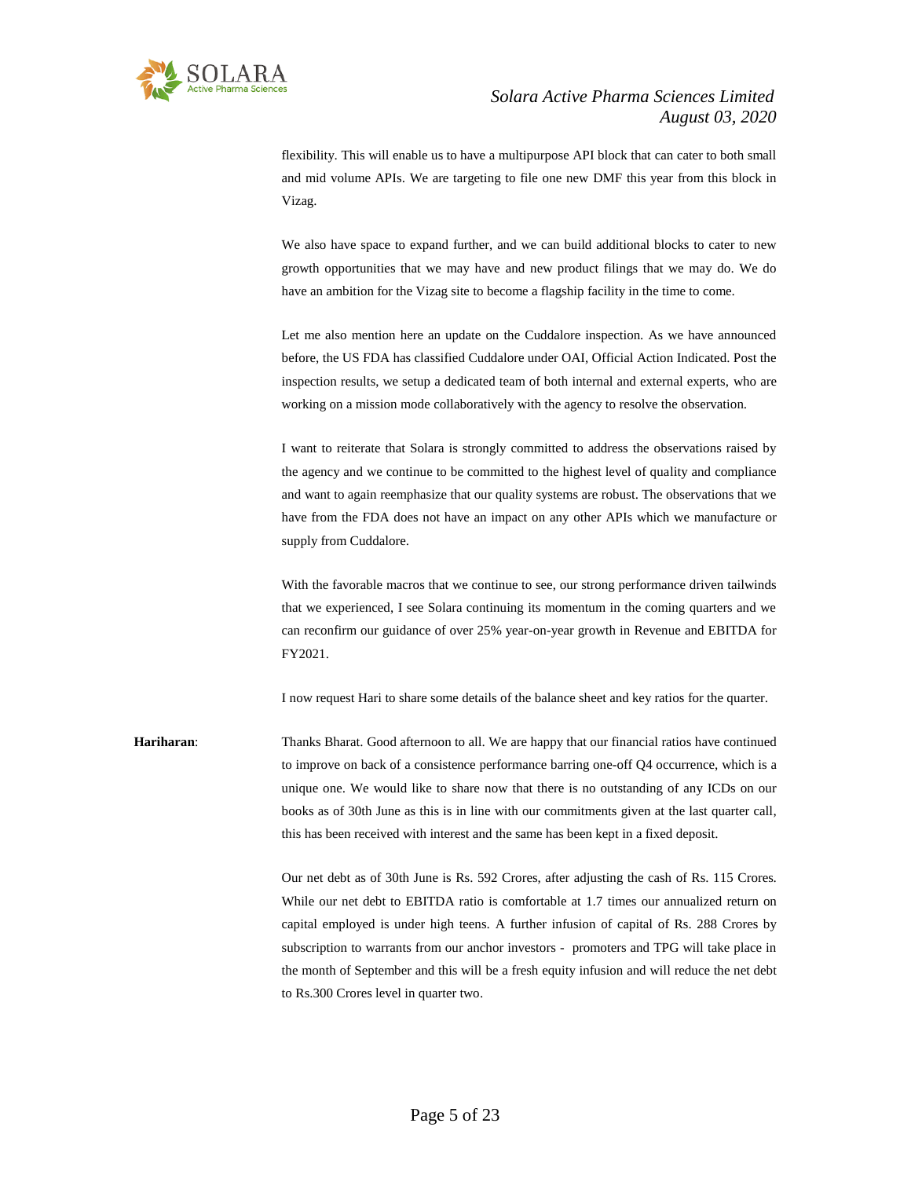flexibility. This will enable us to have a multipurpose API block that can cater to both small and mid volume APIs. We are targeting to file one new DMF this year from this block in Vizag.

We also have space to expand further, and we can build additional blocks to cater to new growth opportunities that we may have and new product filings that we may do. We do have an ambition for the Vizag site to become a flagship facility in the time to come.

Let me also mention here an update on the Cuddalore inspection. As we have announced before, the US FDA has classified Cuddalore under OAI, Official Action Indicated. Post the inspection results, we setup a dedicated team of both internal and external experts, who are working on a mission mode collaboratively with the agency to resolve the observation.

I want to reiterate that Solara is strongly committed to address the observations raised by the agency and we continue to be committed to the highest level of quality and compliance and want to again reemphasize that our quality systems are robust. The observations that we have from the FDA does not have an impact on any other APIs which we manufacture or supply from Cuddalore.

With the favorable macros that we continue to see, our strong performance driven tailwinds that we experienced, I see Solara continuing its momentum in the coming quarters and we can reconfirm our guidance of over 25% year-on-year growth in Revenue and EBITDA for FY2021.

I now request Hari to share some details of the balance sheet and key ratios for the quarter.

**Hariharan**: Thanks Bharat. Good afternoon to all. We are happy that our financial ratios have continued to improve on back of a consistence performance barring one-off Q4 occurrence, which is a unique one. We would like to share now that there is no outstanding of any ICDs on our books as of 30th June as this is in line with our commitments given at the last quarter call, this has been received with interest and the same has been kept in a fixed deposit.

Our net debt as of 30th June is Rs. 592 Crores, after adjusting the cash of Rs. 115 Crores. While our net debt to EBITDA ratio is comfortable at 1.7 times our annualized return on capital employed is under high teens. A further infusion of capital of Rs. 288 Crores by subscription to warrants from our anchor investors - promoters and TPG will take place in the month of September and this will be a fresh equity infusion and will reduce the net debt to Rs.300 Crores level in quarter two.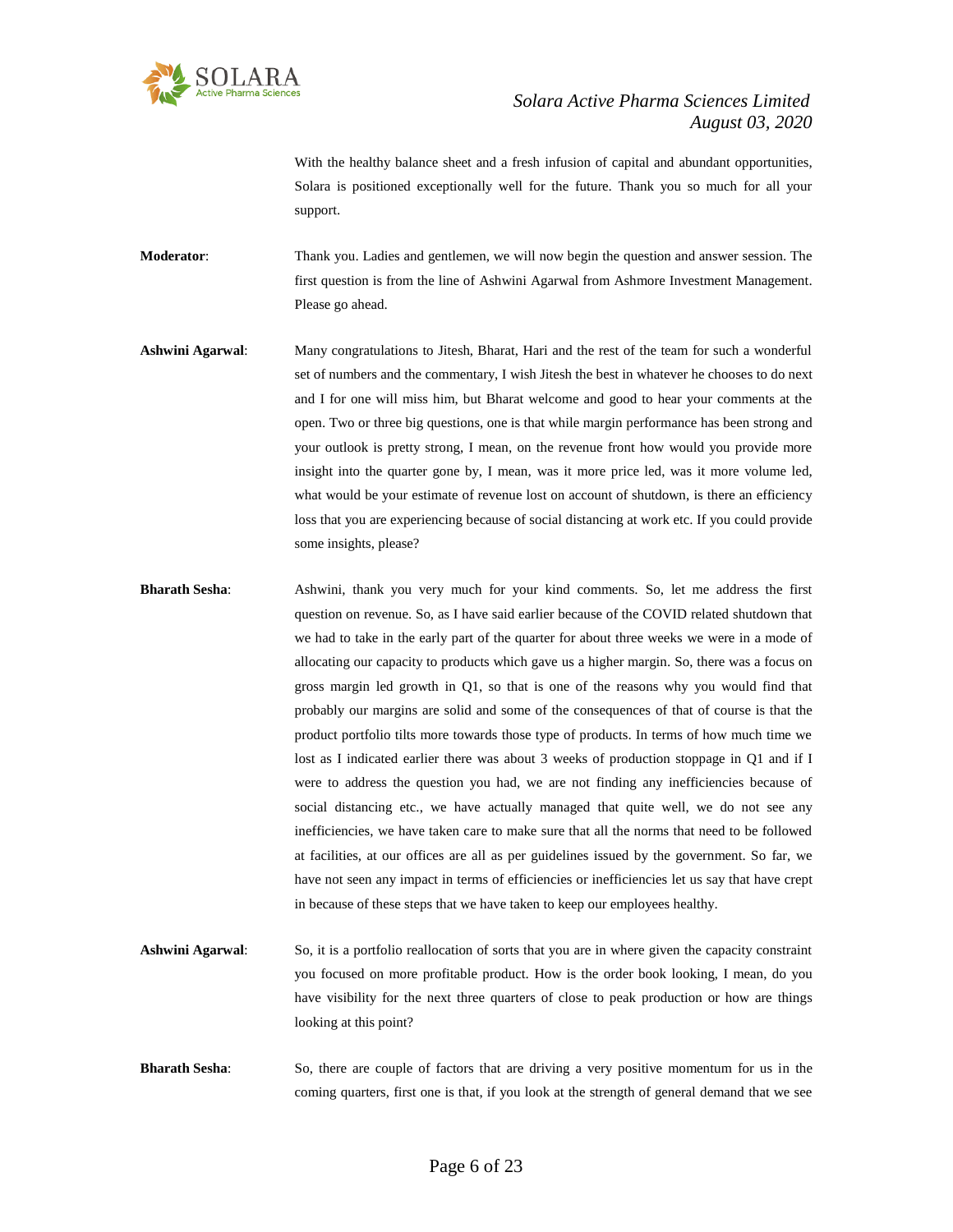With the healthy balance sheet and a fresh infusion of capital and abundant opportunities, Solara is positioned exceptionally well for the future. Thank you so much for all your support.

**Moderator**: Thank you. Ladies and gentlemen, we will now begin the question and answer session. The first question is from the line of Ashwini Agarwal from Ashmore Investment Management. Please go ahead.

**Ashwini Agarwal**: Many congratulations to Jitesh, Bharat, Hari and the rest of the team for such a wonderful set of numbers and the commentary, I wish Jitesh the best in whatever he chooses to do next and I for one will miss him, but Bharat welcome and good to hear your comments at the open. Two or three big questions, one is that while margin performance has been strong and your outlook is pretty strong, I mean, on the revenue front how would you provide more insight into the quarter gone by, I mean, was it more price led, was it more volume led, what would be your estimate of revenue lost on account of shutdown, is there an efficiency loss that you are experiencing because of social distancing at work etc. If you could provide some insights, please?

**Bharath Sesha**: Ashwini, thank you very much for your kind comments. So, let me address the first question on revenue. So, as I have said earlier because of the COVID related shutdown that we had to take in the early part of the quarter for about three weeks we were in a mode of allocating our capacity to products which gave us a higher margin. So, there was a focus on gross margin led growth in Q1, so that is one of the reasons why you would find that probably our margins are solid and some of the consequences of that of course is that the product portfolio tilts more towards those type of products. In terms of how much time we lost as I indicated earlier there was about 3 weeks of production stoppage in Q1 and if I were to address the question you had, we are not finding any inefficiencies because of social distancing etc., we have actually managed that quite well, we do not see any inefficiencies, we have taken care to make sure that all the norms that need to be followed at facilities, at our offices are all as per guidelines issued by the government. So far, we have not seen any impact in terms of efficiencies or inefficiencies let us say that have crept in because of these steps that we have taken to keep our employees healthy.

**Ashwini Agarwal**: So, it is a portfolio reallocation of sorts that you are in where given the capacity constraint you focused on more profitable product. How is the order book looking, I mean, do you have visibility for the next three quarters of close to peak production or how are things looking at this point?

**Bharath Sesha**: So, there are couple of factors that are driving a very positive momentum for us in the coming quarters, first one is that, if you look at the strength of general demand that we see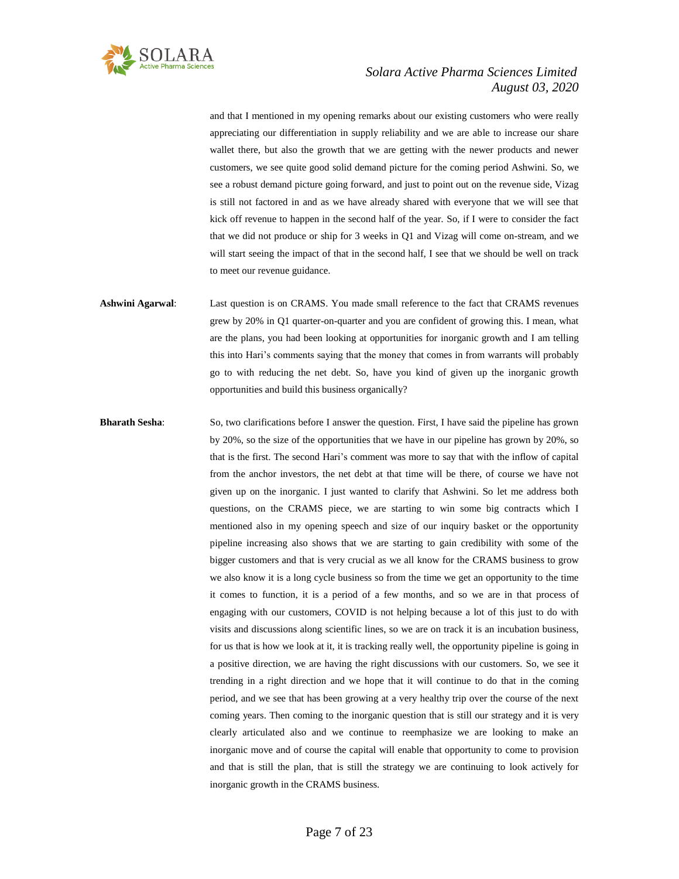and that I mentioned in my opening remarks about our existing customers who were really appreciating our differentiation in supply reliability and we are able to increase our share wallet there, but also the growth that we are getting with the newer products and newer customers, we see quite good solid demand picture for the coming period Ashwini. So, we see a robust demand picture going forward, and just to point out on the revenue side, Vizag is still not factored in and as we have already shared with everyone that we will see that kick off revenue to happen in the second half of the year. So, if I were to consider the fact that we did not produce or ship for 3 weeks in Q1 and Vizag will come on-stream, and we will start seeing the impact of that in the second half, I see that we should be well on track to meet our revenue guidance.

**Ashwini Agarwal**: Last question is on CRAMS. You made small reference to the fact that CRAMS revenues grew by 20% in Q1 quarter-on-quarter and you are confident of growing this. I mean, what are the plans, you had been looking at opportunities for inorganic growth and I am telling this into Hari's comments saying that the money that comes in from warrants will probably go to with reducing the net debt. So, have you kind of given up the inorganic growth opportunities and build this business organically?

**Bharath Sesha**: So, two clarifications before I answer the question. First, I have said the pipeline has grown by 20%, so the size of the opportunities that we have in our pipeline has grown by 20%, so that is the first. The second Hari's comment was more to say that with the inflow of capital from the anchor investors, the net debt at that time will be there, of course we have not given up on the inorganic. I just wanted to clarify that Ashwini. So let me address both questions, on the CRAMS piece, we are starting to win some big contracts which I mentioned also in my opening speech and size of our inquiry basket or the opportunity pipeline increasing also shows that we are starting to gain credibility with some of the bigger customers and that is very crucial as we all know for the CRAMS business to grow we also know it is a long cycle business so from the time we get an opportunity to the time it comes to function, it is a period of a few months, and so we are in that process of engaging with our customers, COVID is not helping because a lot of this just to do with visits and discussions along scientific lines, so we are on track it is an incubation business, for us that is how we look at it, it is tracking really well, the opportunity pipeline is going in a positive direction, we are having the right discussions with our customers. So, we see it trending in a right direction and we hope that it will continue to do that in the coming period, and we see that has been growing at a very healthy trip over the course of the next coming years. Then coming to the inorganic question that is still our strategy and it is very clearly articulated also and we continue to reemphasize we are looking to make an inorganic move and of course the capital will enable that opportunity to come to provision and that is still the plan, that is still the strategy we are continuing to look actively for inorganic growth in the CRAMS business.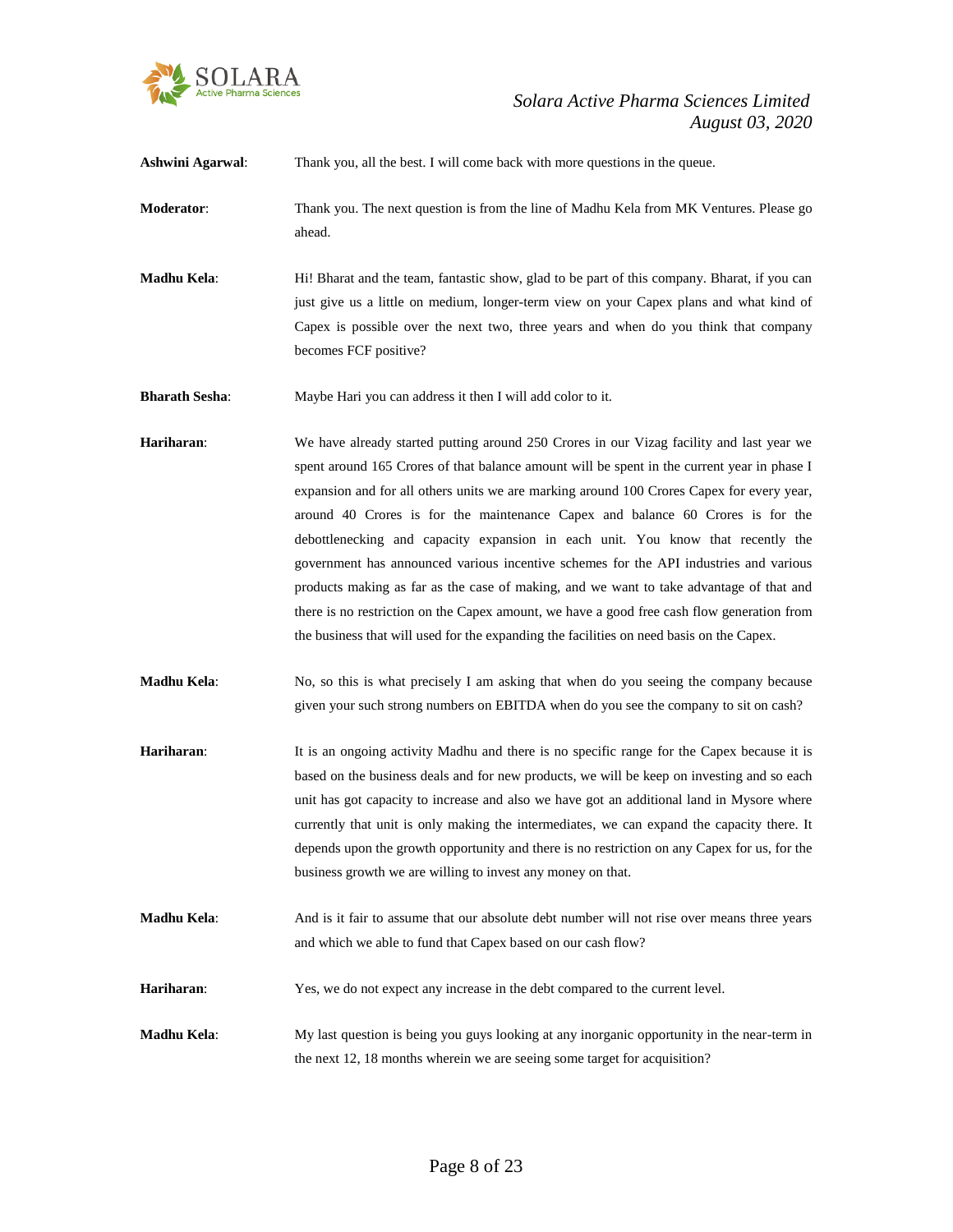**Ashwini Agarwal**: Thank you, all the best. I will come back with more questions in the queue.

**Moderator**: Thank you. The next question is from the line of Madhu Kela from MK Ventures. Please go ahead.

**Madhu Kela**: Hi! Bharat and the team, fantastic show, glad to be part of this company. Bharat, if you can just give us a little on medium, longer-term view on your Capex plans and what kind of Capex is possible over the next two, three years and when do you think that company becomes FCF positive?

**Bharath Sesha**: Maybe Hari you can address it then I will add color to it.

**Hariharan**: We have already started putting around 250 Crores in our Vizag facility and last year we spent around 165 Crores of that balance amount will be spent in the current year in phase I expansion and for all others units we are marking around 100 Crores Capex for every year, around 40 Crores is for the maintenance Capex and balance 60 Crores is for the debottlenecking and capacity expansion in each unit. You know that recently the government has announced various incentive schemes for the API industries and various products making as far as the case of making, and we want to take advantage of that and there is no restriction on the Capex amount, we have a good free cash flow generation from the business that will used for the expanding the facilities on need basis on the Capex.

**Madhu Kela**: No, so this is what precisely I am asking that when do you seeing the company because given your such strong numbers on EBITDA when do you see the company to sit on cash?

**Hariharan**: It is an ongoing activity Madhu and there is no specific range for the Capex because it is based on the business deals and for new products, we will be keep on investing and so each unit has got capacity to increase and also we have got an additional land in Mysore where currently that unit is only making the intermediates, we can expand the capacity there. It depends upon the growth opportunity and there is no restriction on any Capex for us, for the business growth we are willing to invest any money on that.

**Madhu Kela**: And is it fair to assume that our absolute debt number will not rise over means three years and which we able to fund that Capex based on our cash flow?

**Hariharan**: Yes, we do not expect any increase in the debt compared to the current level.

**Madhu Kela**: My last question is being you guys looking at any inorganic opportunity in the near-term in the next 12, 18 months wherein we are seeing some target for acquisition?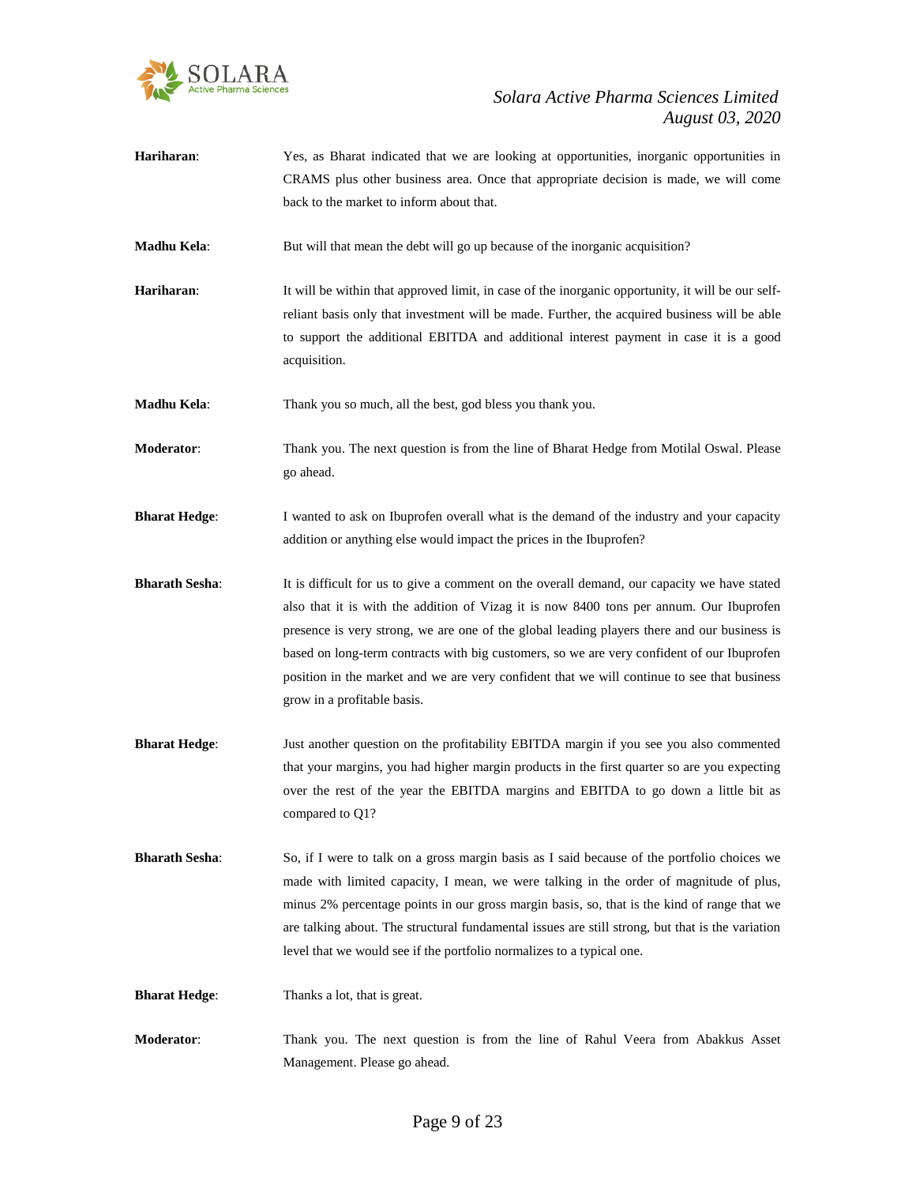**Hariharan**: Yes, as Bharat indicated that we are looking at opportunities, inorganic opportunities in CRAMS plus other business area. Once that appropriate decision is made, we will come back to the market to inform about that.

**Madhu Kela**: But will that mean the debt will go up because of the inorganic acquisition?

**Hariharan**: It will be within that approved limit, in case of the inorganic opportunity, it will be our self-reliant basis only that investment will be made. Further, the acquired business will be able to support the additional EBITDA and additional interest payment in case it is a good acquisition.

**Madhu Kela**: Thank you so much, all the best, god bless you thank you.

**Moderator**: Thank you. The next question is from the line of Bharat Hedge from Motilal Oswal. Please go ahead.

**Bharat Hedge**: I wanted to ask on Ibuprofen overall what is the demand of the industry and your capacity addition or anything else would impact the prices in the Ibuprofen?

**Bharath Sesha**: It is difficult for us to give a comment on the overall demand, our capacity we have stated also that it is with the addition of Vizag it is now 8400 tons per annum. Our Ibuprofen presence is very strong, we are one of the global leading players there and our business is based on long-term contracts with big customers, so we are very confident of our Ibuprofen position in the market and we are very confident that we will continue to see that business grow in a profitable basis.

**Bharat Hedge**: Just another question on the profitability EBITDA margin if you see you also commented that your margins, you had higher margin products in the first quarter so are you expecting over the rest of the year the EBITDA margins and EBITDA to go down a little bit as compared to Q1?

**Bharath Sesha**: So, if I were to talk on a gross margin basis as I said because of the portfolio choices we made with limited capacity, I mean, we were talking in the order of magnitude of plus, minus 2% percentage points in our gross margin basis, so, that is the kind of range that we are talking about. The structural fundamental issues are still strong, but that is the variation level that we would see if the portfolio normalizes to a typical one.

**Bharat Hedge**: Thanks a lot, that is great.

**Moderator**: Thank you. The next question is from the line of Rahul Veera from Abakkus Asset Management. Please go ahead.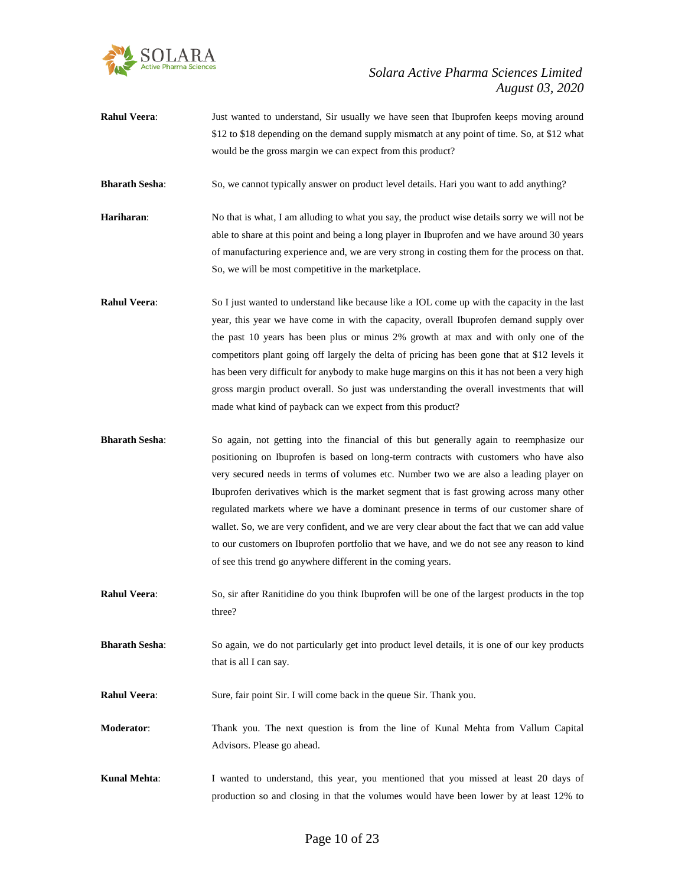**Rahul Veera**: Just wanted to understand, Sir usually we have seen that Ibuprofen keeps moving around $12 to $18 depending on the demand supply mismatch at any point of time. So, at $12 what would be the gross margin we can expect from this product?

**Bharath Sesha**: So, we cannot typically answer on product level details. Hari you want to add anything?

**Hariharan**: No that is what, I am alluding to what you say, the product wise details sorry we will not be able to share at this point and being a long player in Ibuprofen and we have around 30 years of manufacturing experience and, we are very strong in costing them for the process on that. So, we will be most competitive in the marketplace.

**Rahul Veera**: So I just wanted to understand like because like a IOL come up with the capacity in the last year, this year we have come in with the capacity, overall Ibuprofen demand supply over the past 10 years has been plus or minus 2% growth at max and with only one of the competitors plant going off largely the delta of pricing has been gone that at $12 levels it has been very difficult for anybody to make huge margins on this it has not been a very high gross margin product overall. So just was understanding the overall investments that will made what kind of payback can we expect from this product?

**Bharath Sesha**: So again, not getting into the financial of this but generally again to reemphasize our positioning on Ibuprofen is based on long-term contracts with customers who have also very secured needs in terms of volumes etc. Number two we are also a leading player on Ibuprofen derivatives which is the market segment that is fast growing across many other regulated markets where we have a dominant presence in terms of our customer share of wallet. So, we are very confident, and we are very clear about the fact that we can add value to our customers on Ibuprofen portfolio that we have, and we do not see any reason to kind of see this trend go anywhere different in the coming years.

**Rahul Veera**: So, sir after Ranitidine do you think Ibuprofen will be one of the largest products in the top three?

**Bharath Sesha**: So again, we do not particularly get into product level details, it is one of our key products that is all I can say.

**Rahul Veera**: Sure, fair point Sir. I will come back in the queue Sir. Thank you.

**Moderator**: Thank you. The next question is from the line of Kunal Mehta from Vallum Capital Advisors. Please go ahead.

**Kunal Mehta**: I wanted to understand, this year, you mentioned that you missed at least 20 days of production so and closing in that the volumes would have been lower by at least 12% to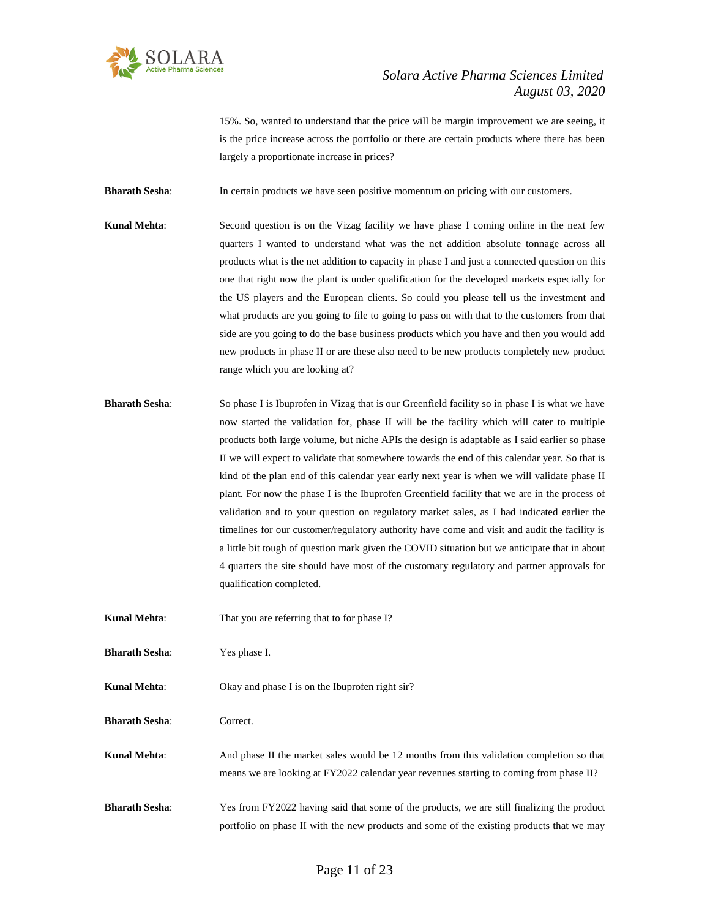15%. So, wanted to understand that the price will be margin improvement we are seeing, it is the price increase across the portfolio or there are certain products where there has been largely a proportionate increase in prices?

**Bharath Sesha**: In certain products we have seen positive momentum on pricing with our customers.

**Kunal Mehta**: Second question is on the Vizag facility we have phase I coming online in the next few quarters I wanted to understand what was the net addition absolute tonnage across all products what is the net addition to capacity in phase I and just a connected question on this one that right now the plant is under qualification for the developed markets especially for the US players and the European clients. So could you please tell us the investment and what products are you going to file to going to pass on with that to the customers from that side are you going to do the base business products which you have and then you would add new products in phase II or are these also need to be new products completely new product range which you are looking at?

**Bharath Sesha**: So phase I is Ibuprofen in Vizag that is our Greenfield facility so in phase I is what we have now started the validation for, phase II will be the facility which will cater to multiple products both large volume, but niche APIs the design is adaptable as I said earlier so phase II we will expect to validate that somewhere towards the end of this calendar year. So that is kind of the plan end of this calendar year early next year is when we will validate phase II plant. For now the phase I is the Ibuprofen Greenfield facility that we are in the process of validation and to your question on regulatory market sales, as I had indicated earlier the timelines for our customer/regulatory authority have come and visit and audit the facility is a little bit tough of question mark given the COVID situation but we anticipate that in about 4 quarters the site should have most of the customary regulatory and partner approvals for qualification completed.

**Kunal Mehta**: That you are referring that to for phase I?

**Bharath Sesha**: Yes phase I.

**Kunal Mehta**: Okay and phase I is on the Ibuprofen right sir?

**Bharath Sesha**: Correct.

**Kunal Mehta**: And phase II the market sales would be 12 months from this validation completion so that means we are looking at FY2022 calendar year revenues starting to coming from phase II?

**Bharath Sesha**: Yes from FY2022 having said that some of the products, we are still finalizing the product portfolio on phase II with the new products and some of the existing products that we may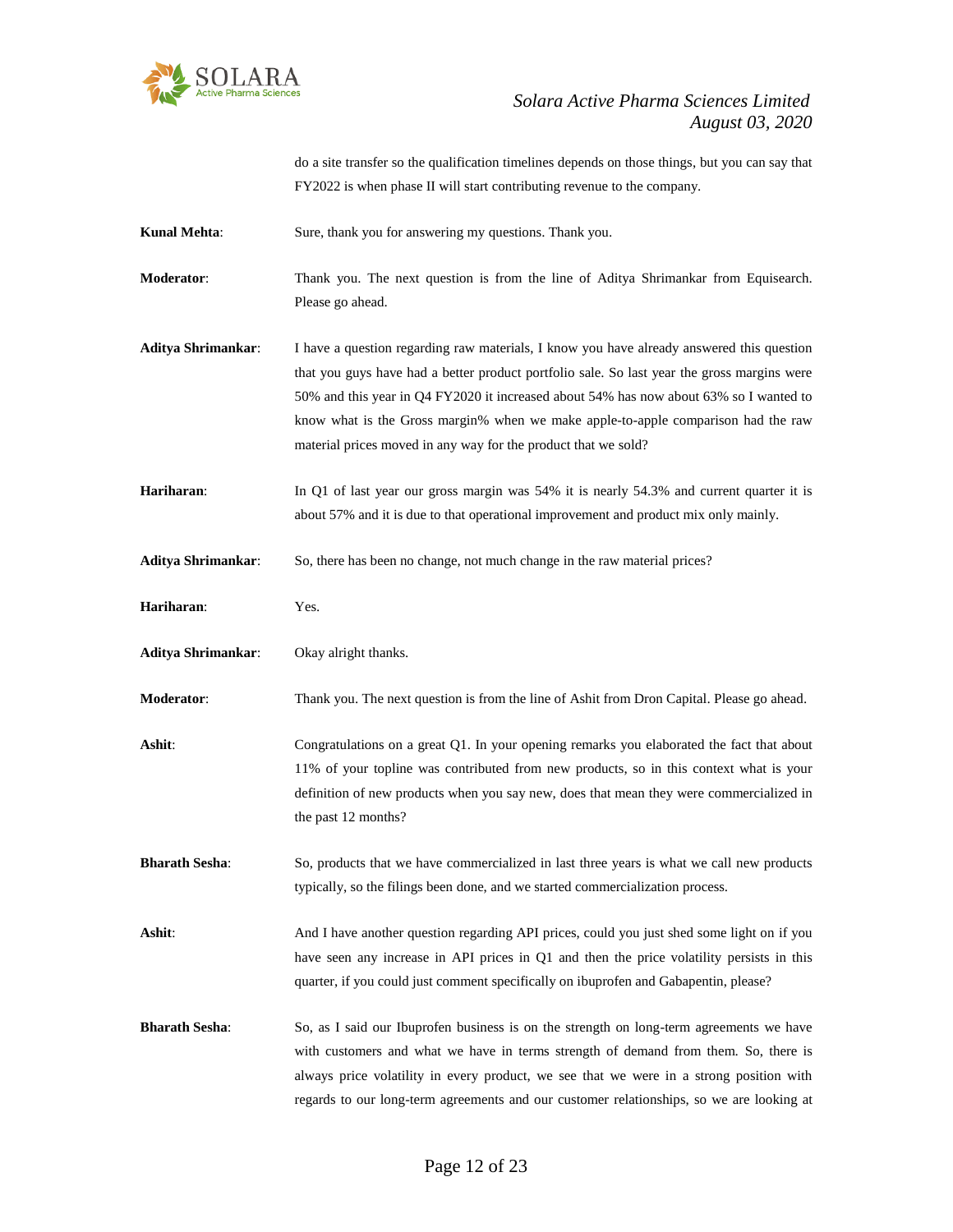do a site transfer so the qualification timelines depends on those things, but you can say that FY2022 is when phase II will start contributing revenue to the company.

**Kunal Mehta**: Sure, thank you for answering my questions. Thank you.

**Moderator**: Thank you. The next question is from the line of Aditya Shrimankar from Equisearch. Please go ahead.

**Aditya Shrimankar**: I have a question regarding raw materials, I know you have already answered this question that you guys have had a better product portfolio sale. So last year the gross margins were 50% and this year in Q4 FY2020 it increased about 54% has now about 63% so I wanted to know what is the Gross margin% when we make apple-to-apple comparison had the raw material prices moved in any way for the product that we sold?

**Hariharan**: In Q1 of last year our gross margin was 54% it is nearly 54.3% and current quarter it is about 57% and it is due to that operational improvement and product mix only mainly.

**Aditya Shrimankar**: So, there has been no change, not much change in the raw material prices?

**Hariharan**: Yes.

**Aditya Shrimankar**: Okay alright thanks.

**Moderator**: Thank you. The next question is from the line of Ashit from Dron Capital. Please go ahead.

**Ashit**: Congratulations on a great Q1. In your opening remarks you elaborated the fact that about 11% of your topline was contributed from new products, so in this context what is your definition of new products when you say new, does that mean they were commercialized in the past 12 months?

**Bharath Sesha**: So, products that we have commercialized in last three years is what we call new products typically, so the filings been done, and we started commercialization process.

**Ashit**: And I have another question regarding API prices, could you just shed some light on if you have seen any increase in API prices in Q1 and then the price volatility persists in this quarter, if you could just comment specifically on ibuprofen and Gabapentin, please?

**Bharath Sesha**: So, as I said our Ibuprofen business is on the strength on long-term agreements we have with customers and what we have in terms strength of demand from them. So, there is always price volatility in every product, we see that we were in a strong position with regards to our long-term agreements and our customer relationships, so we are looking at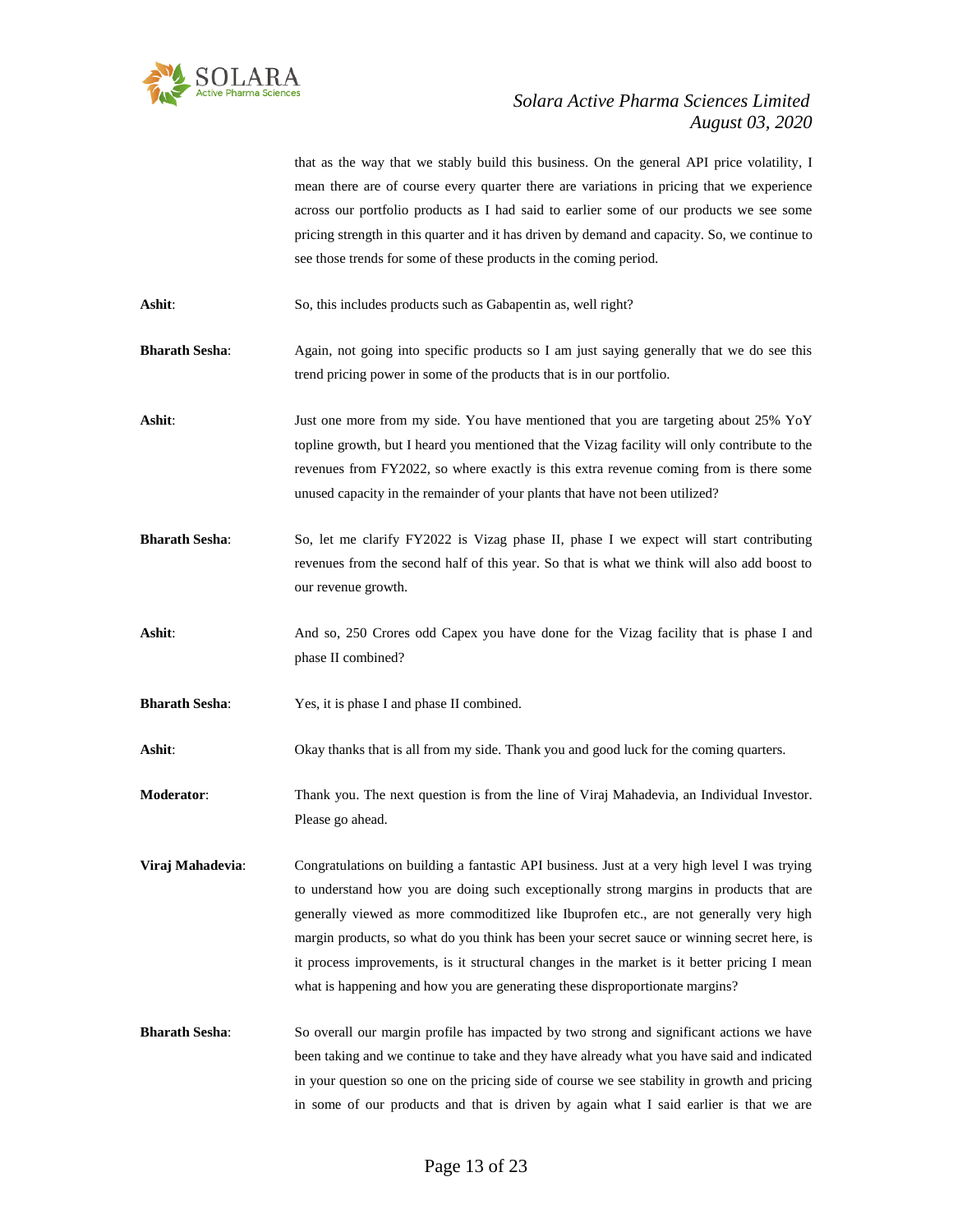that as the way that we stably build this business. On the general API price volatility, I mean there are of course every quarter there are variations in pricing that we experience across our portfolio products as I had said to earlier some of our products we see some pricing strength in this quarter and it has driven by demand and capacity. So, we continue to see those trends for some of these products in the coming period.

**Ashit**: So, this includes products such as Gabapentin as, well right?

**Bharath Sesha**: Again, not going into specific products so I am just saying generally that we do see this trend pricing power in some of the products that is in our portfolio.

**Ashit**: Just one more from my side. You have mentioned that you are targeting about 25% YoY topline growth, but I heard you mentioned that the Vizag facility will only contribute to the revenues from FY2022, so where exactly is this extra revenue coming from is there some unused capacity in the remainder of your plants that have not been utilized?

**Bharath Sesha**: So, let me clarify FY2022 is Vizag phase II, phase I we expect will start contributing revenues from the second half of this year. So that is what we think will also add boost to our revenue growth.

**Ashit**: And so, 250 Crores odd Capex you have done for the Vizag facility that is phase I and phase II combined?

**Bharath Sesha**: Yes, it is phase I and phase II combined.

**Ashit**: Okay thanks that is all from my side. Thank you and good luck for the coming quarters.

**Moderator**: Thank you. The next question is from the line of Viraj Mahadevia, an Individual Investor. Please go ahead.

**Viraj Mahadevia**: Congratulations on building a fantastic API business. Just at a very high level I was trying to understand how you are doing such exceptionally strong margins in products that are generally viewed as more commoditized like Ibuprofen etc., are not generally very high margin products, so what do you think has been your secret sauce or winning secret here, is it process improvements, is it structural changes in the market is it better pricing I mean what is happening and how you are generating these disproportionate margins?

**Bharath Sesha**: So overall our margin profile has impacted by two strong and significant actions we have been taking and we continue to take and they have already what you have said and indicated in your question so one on the pricing side of course we see stability in growth and pricing in some of our products and that is driven by again what I said earlier is that we are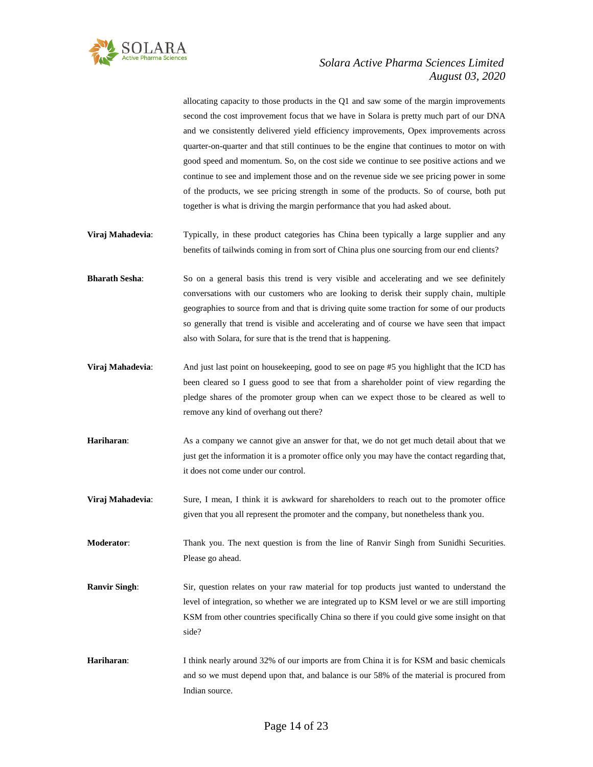allocating capacity to those products in the Q1 and saw some of the margin improvements second the cost improvement focus that we have in Solara is pretty much part of our DNA and we consistently delivered yield efficiency improvements, Opex improvements across quarter-on-quarter and that still continues to be the engine that continues to motor on with good speed and momentum. So, on the cost side we continue to see positive actions and we continue to see and implement those and on the revenue side we see pricing power in some of the products, we see pricing strength in some of the products. So of course, both put together is what is driving the margin performance that you had asked about.

**Viraj Mahadevia**: Typically, in these product categories has China been typically a large supplier and any benefits of tailwinds coming in from sort of China plus one sourcing from our end clients?

**Bharath Sesha**: So on a general basis this trend is very visible and accelerating and we see definitely conversations with our customers who are looking to derisk their supply chain, multiple geographies to source from and that is driving quite some traction for some of our products so generally that trend is visible and accelerating and of course we have seen that impact also with Solara, for sure that is the trend that is happening.

**Viraj Mahadevia**: And just last point on housekeeping, good to see on page #5 you highlight that the ICD has been cleared so I guess good to see that from a shareholder point of view regarding the pledge shares of the promoter group when can we expect those to be cleared as well to remove any kind of overhang out there?

**Hariharan**: As a company we cannot give an answer for that, we do not get much detail about that we just get the information it is a promoter office only you may have the contact regarding that, it does not come under our control.

**Viraj Mahadevia**: Sure, I mean, I think it is awkward for shareholders to reach out to the promoter office given that you all represent the promoter and the company, but nonetheless thank you.

**Moderator**: Thank you. The next question is from the line of Ranvir Singh from Sunidhi Securities. Please go ahead.

**Ranvir Singh**: Sir, question relates on your raw material for top products just wanted to understand the level of integration, so whether we are integrated up to KSM level or we are still importing KSM from other countries specifically China so there if you could give some insight on that side?

**Hariharan**: I think nearly around 32% of our imports are from China it is for KSM and basic chemicals and so we must depend upon that, and balance is our 58% of the material is procured from Indian source.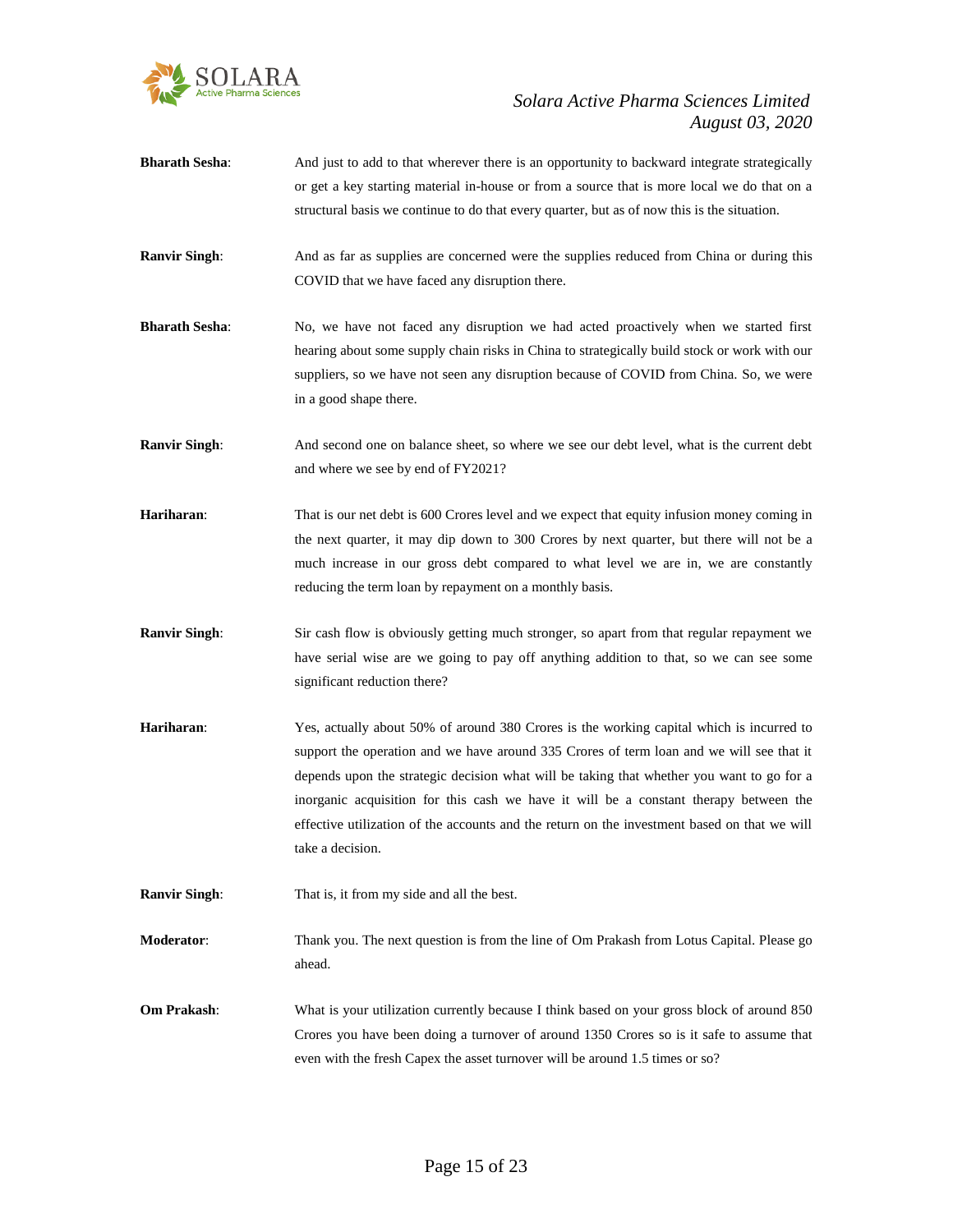**Bharath Sesha**: And just to add to that wherever there is an opportunity to backward integrate strategically or get a key starting material in-house or from a source that is more local we do that on a structural basis we continue to do that every quarter, but as of now this is the situation.

**Ranvir Singh**: And as far as supplies are concerned were the supplies reduced from China or during this COVID that we have faced any disruption there.

**Bharath Sesha**: No, we have not faced any disruption we had acted proactively when we started first hearing about some supply chain risks in China to strategically build stock or work with our suppliers, so we have not seen any disruption because of COVID from China. So, we were in a good shape there.

**Ranvir Singh**: And second one on balance sheet, so where we see our debt level, what is the current debt and where we see by end of FY2021?

**Hariharan**: That is our net debt is 600 Crores level and we expect that equity infusion money coming in the next quarter, it may dip down to 300 Crores by next quarter, but there will not be a much increase in our gross debt compared to what level we are in, we are constantly reducing the term loan by repayment on a monthly basis.

**Ranvir Singh**: Sir cash flow is obviously getting much stronger, so apart from that regular repayment we have serial wise are we going to pay off anything addition to that, so we can see some significant reduction there?

**Hariharan**: Yes, actually about 50% of around 380 Crores is the working capital which is incurred to support the operation and we have around 335 Crores of term loan and we will see that it depends upon the strategic decision what will be taking that whether you want to go for a inorganic acquisition for this cash we have it will be a constant therapy between the effective utilization of the accounts and the return on the investment based on that we will take a decision.

**Ranvir Singh**: That is, it from my side and all the best.

**Moderator**: Thank you. The next question is from the line of Om Prakash from Lotus Capital. Please go ahead.

**Om Prakash**: What is your utilization currently because I think based on your gross block of around 850 Crores you have been doing a turnover of around 1350 Crores so is it safe to assume that even with the fresh Capex the asset turnover will be around 1.5 times or so?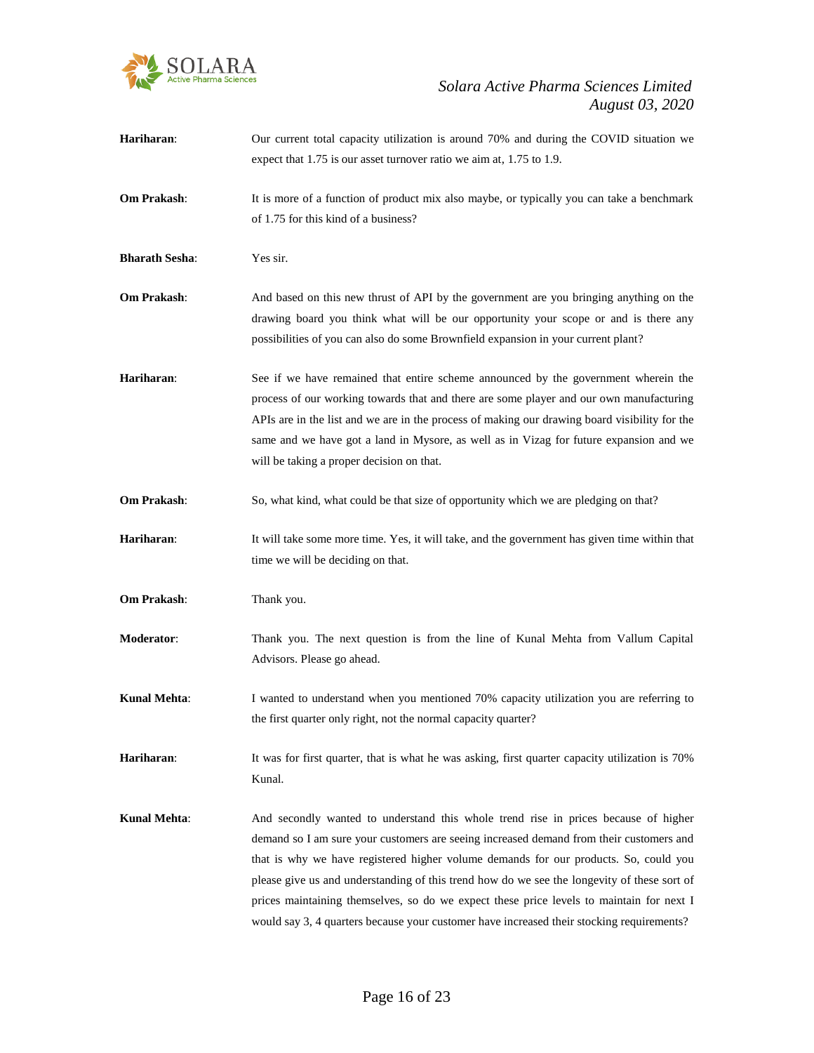**Hariharan**: Our current total capacity utilization is around 70% and during the COVID situation we expect that 1.75 is our asset turnover ratio we aim at, 1.75 to 1.9.

**Om Prakash**: It is more of a function of product mix also maybe, or typically you can take a benchmark of 1.75 for this kind of a business?

**Bharath Sesha**: Yes sir.

**Om Prakash**: And based on this new thrust of API by the government are you bringing anything on the drawing board you think what will be our opportunity your scope or and is there any possibilities of you can also do some Brownfield expansion in your current plant?

**Hariharan**: See if we have remained that entire scheme announced by the government wherein the process of our working towards that and there are some player and our own manufacturing APIs are in the list and we are in the process of making our drawing board visibility for the same and we have got a land in Mysore, as well as in Vizag for future expansion and we will be taking a proper decision on that.

**Om Prakash**: So, what kind, what could be that size of opportunity which we are pledging on that?

**Hariharan**: It will take some more time. Yes, it will take, and the government has given time within that time we will be deciding on that.

**Om Prakash**: Thank you.

**Moderator**: Thank you. The next question is from the line of Kunal Mehta from Vallum Capital Advisors. Please go ahead.

**Kunal Mehta**: I wanted to understand when you mentioned 70% capacity utilization you are referring to the first quarter only right, not the normal capacity quarter?

**Hariharan**: It was for first quarter, that is what he was asking, first quarter capacity utilization is 70% Kunal.

**Kunal Mehta**: And secondly wanted to understand this whole trend rise in prices because of higher demand so I am sure your customers are seeing increased demand from their customers and that is why we have registered higher volume demands for our products. So, could you please give us and understanding of this trend how do we see the longevity of these sort of prices maintaining themselves, so do we expect these price levels to maintain for next I would say 3, 4 quarters because your customer have increased their stocking requirements?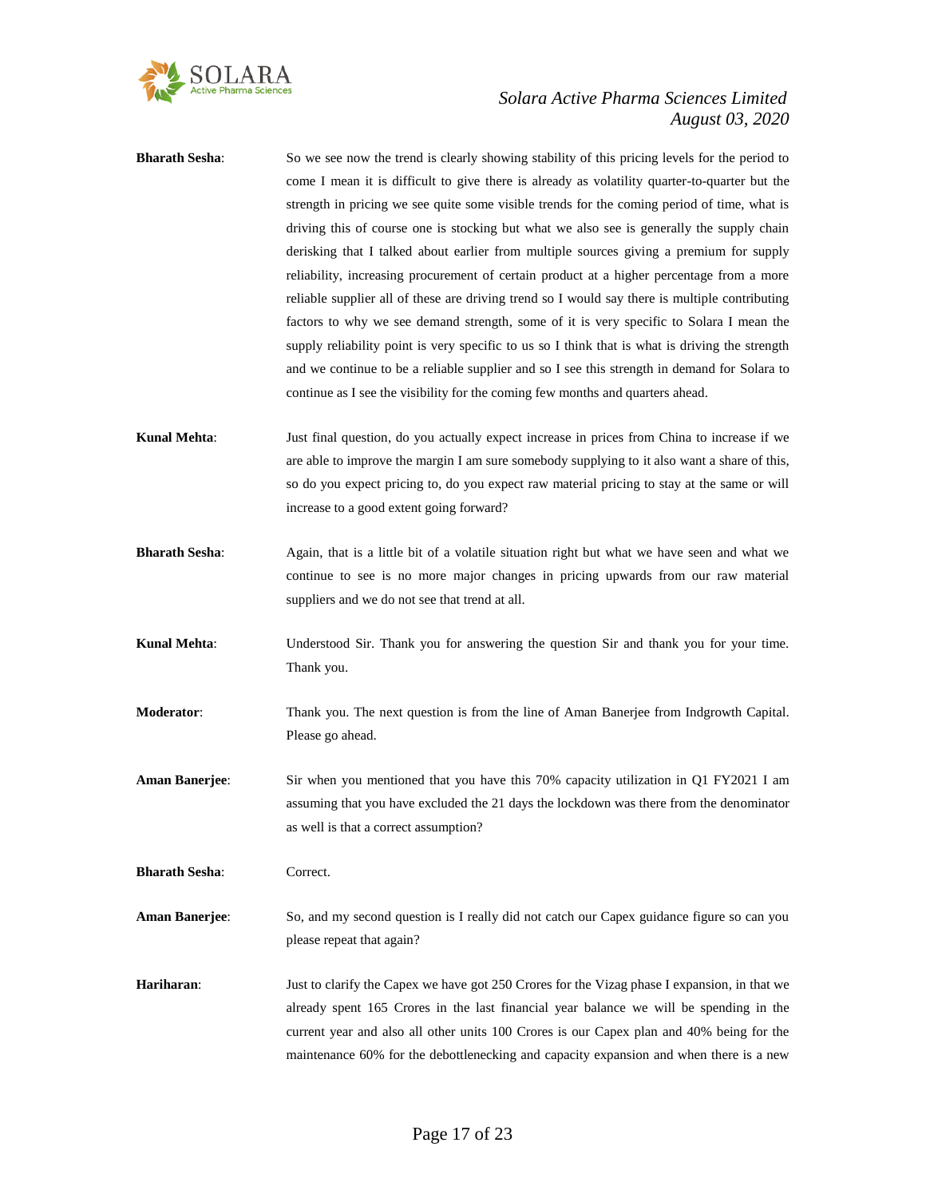**Bharath Sesha**: So we see now the trend is clearly showing stability of this pricing levels for the period to come I mean it is difficult to give there is already as volatility quarter-to-quarter but the strength in pricing we see quite some visible trends for the coming period of time, what is driving this of course one is stocking but what we also see is generally the supply chain derisking that I talked about earlier from multiple sources giving a premium for supply reliability, increasing procurement of certain product at a higher percentage from a more reliable supplier all of these are driving trend so I would say there is multiple contributing factors to why we see demand strength, some of it is very specific to Solara I mean the supply reliability point is very specific to us so I think that is what is driving the strength and we continue to be a reliable supplier and so I see this strength in demand for Solara to continue as I see the visibility for the coming few months and quarters ahead.

**Kunal Mehta**: Just final question, do you actually expect increase in prices from China to increase if we are able to improve the margin I am sure somebody supplying to it also want a share of this, so do you expect pricing to, do you expect raw material pricing to stay at the same or will increase to a good extent going forward?

**Bharath Sesha**: Again, that is a little bit of a volatile situation right but what we have seen and what we continue to see is no more major changes in pricing upwards from our raw material suppliers and we do not see that trend at all.

**Kunal Mehta**: Understood Sir. Thank you for answering the question Sir and thank you for your time. Thank you.

**Moderator**: Thank you. The next question is from the line of Aman Banerjee from Indgrowth Capital. Please go ahead.

**Aman Banerjee**: Sir when you mentioned that you have this 70% capacity utilization in Q1 FY2021 I am assuming that you have excluded the 21 days the lockdown was there from the denominator as well is that a correct assumption?

**Bharath Sesha**: Correct.

**Aman Banerjee**: So, and my second question is I really did not catch our Capex guidance figure so can you please repeat that again?

**Hariharan**: Just to clarify the Capex we have got 250 Crores for the Vizag phase I expansion, in that we already spent 165 Crores in the last financial year balance we will be spending in the current year and also all other units 100 Crores is our Capex plan and 40% being for the maintenance 60% for the debottlenecking and capacity expansion and when there is a new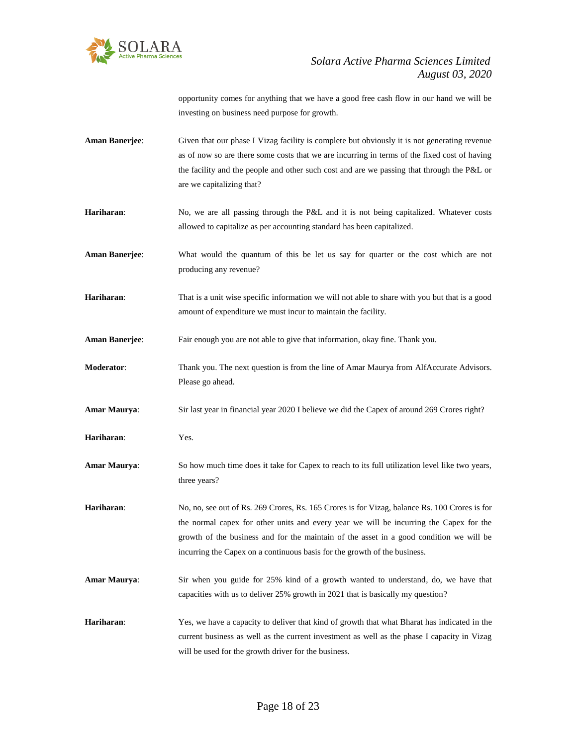opportunity comes for anything that we have a good free cash flow in our hand we will be investing on business need purpose for growth.

**Aman Banerjee**: Given that our phase I Vizag facility is complete but obviously it is not generating revenue as of now so are there some costs that we are incurring in terms of the fixed cost of having the facility and the people and other such cost and are we passing that through the P&L or are we capitalizing that?

**Hariharan**: No, we are all passing through the P&L and it is not being capitalized. Whatever costs allowed to capitalize as per accounting standard has been capitalized.

**Aman Banerjee**: What would the quantum of this be let us say for quarter or the cost which are not producing any revenue?

**Hariharan**: That is a unit wise specific information we will not able to share with you but that is a good amount of expenditure we must incur to maintain the facility.

**Aman Banerjee**: Fair enough you are not able to give that information, okay fine. Thank you.

**Moderator**: Thank you. The next question is from the line of Amar Maurya from AlfAccurate Advisors. Please go ahead.

**Amar Maurya**: Sir last year in financial year 2020 I believe we did the Capex of around 269 Crores right?

**Hariharan**: Yes.

**Amar Maurya**: So how much time does it take for Capex to reach to its full utilization level like two years, three years?

**Hariharan**: No, no, see out of Rs. 269 Crores, Rs. 165 Crores is for Vizag, balance Rs. 100 Crores is for the normal capex for other units and every year we will be incurring the Capex for the growth of the business and for the maintain of the asset in a good condition we will be incurring the Capex on a continuous basis for the growth of the business.

**Amar Maurya**: Sir when you guide for 25% kind of a growth wanted to understand, do, we have that capacities with us to deliver 25% growth in 2021 that is basically my question?

**Hariharan**: Yes, we have a capacity to deliver that kind of growth that what Bharat has indicated in the current business as well as the current investment as well as the phase I capacity in Vizag will be used for the growth driver for the business.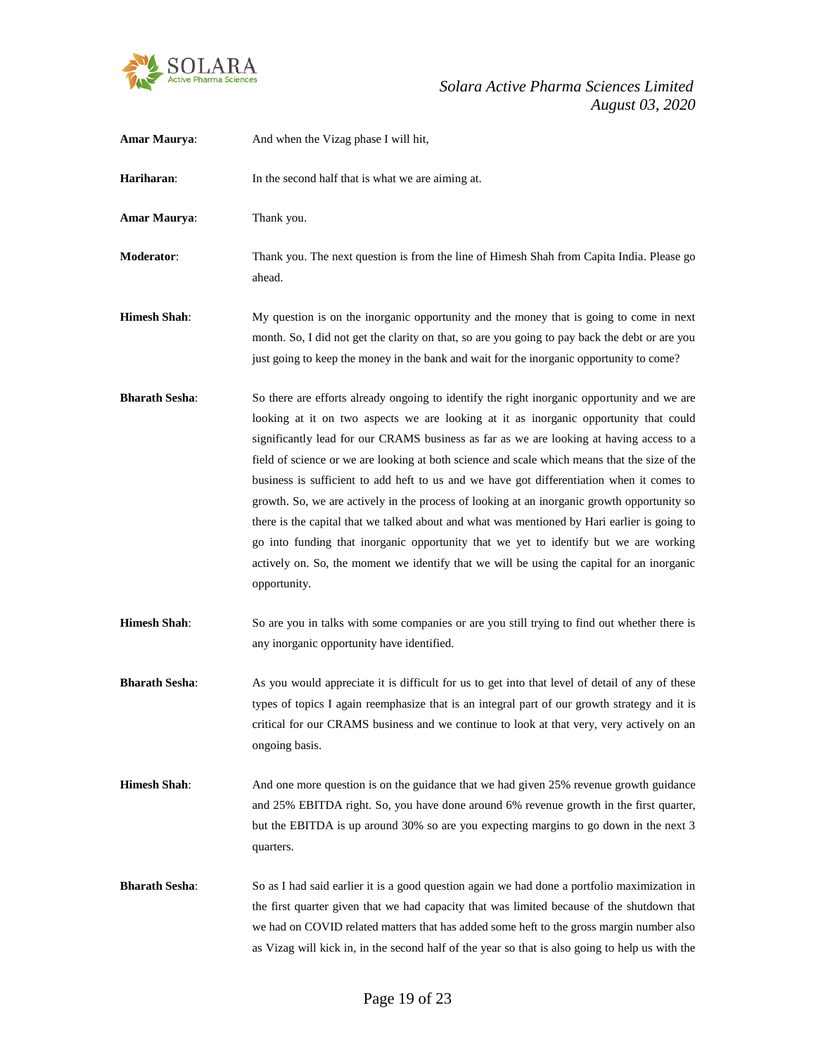**Amar Maurya**: And when the Vizag phase I will hit,

**Hariharan**: In the second half that is what we are aiming at.

**Amar Maurya**: Thank you.

**Moderator**: Thank you. The next question is from the line of Himesh Shah from Capita India. Please go ahead.

**Himesh Shah**: My question is on the inorganic opportunity and the money that is going to come in next month. So, I did not get the clarity on that, so are you going to pay back the debt or are you just going to keep the money in the bank and wait for the inorganic opportunity to come?

**Bharath Sesha**: So there are efforts already ongoing to identify the right inorganic opportunity and we are looking at it on two aspects we are looking at it as inorganic opportunity that could significantly lead for our CRAMS business as far as we are looking at having access to a field of science or we are looking at both science and scale which means that the size of the business is sufficient to add heft to us and we have got differentiation when it comes to growth. So, we are actively in the process of looking at an inorganic growth opportunity so there is the capital that we talked about and what was mentioned by Hari earlier is going to go into funding that inorganic opportunity that we yet to identify but we are working actively on. So, the moment we identify that we will be using the capital for an inorganic opportunity.

**Himesh Shah**: So are you in talks with some companies or are you still trying to find out whether there is any inorganic opportunity have identified.

**Bharath Sesha**: As you would appreciate it is difficult for us to get into that level of detail of any of these types of topics I again reemphasize that is an integral part of our growth strategy and it is critical for our CRAMS business and we continue to look at that very, very actively on an ongoing basis.

**Himesh Shah**: And one more question is on the guidance that we had given 25% revenue growth guidance and 25% EBITDA right. So, you have done around 6% revenue growth in the first quarter, but the EBITDA is up around 30% so are you expecting margins to go down in the next 3 quarters.

**Bharath Sesha**: So as I had said earlier it is a good question again we had done a portfolio maximization in the first quarter given that we had capacity that was limited because of the shutdown that we had on COVID related matters that has added some heft to the gross margin number also as Vizag will kick in, in the second half of the year so that is also going to help us with the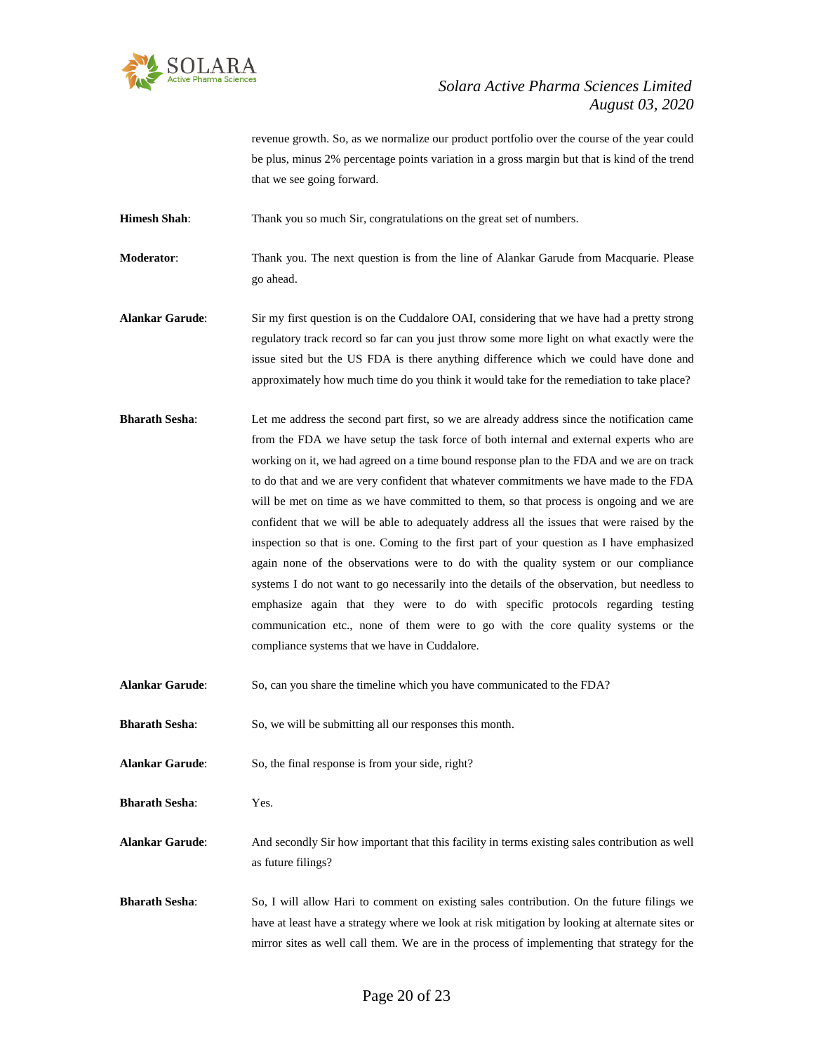revenue growth. So, as we normalize our product portfolio over the course of the year could be plus, minus 2% percentage points variation in a gross margin but that is kind of the trend that we see going forward.

**Himesh Shah**: Thank you so much Sir, congratulations on the great set of numbers.

**Moderator**: Thank you. The next question is from the line of Alankar Garude from Macquarie. Please go ahead.

**Alankar Garude**: Sir my first question is on the Cuddalore OAI, considering that we have had a pretty strong regulatory track record so far can you just throw some more light on what exactly were the issue sited but the US FDA is there anything difference which we could have done and approximately how much time do you think it would take for the remediation to take place?

**Bharath Sesha**: Let me address the second part first, so we are already address since the notification came from the FDA we have setup the task force of both internal and external experts who are working on it, we had agreed on a time bound response plan to the FDA and we are on track to do that and we are very confident that whatever commitments we have made to the FDA will be met on time as we have committed to them, so that process is ongoing and we are confident that we will be able to adequately address all the issues that were raised by the inspection so that is one. Coming to the first part of your question as I have emphasized again none of the observations were to do with the quality system or our compliance systems I do not want to go necessarily into the details of the observation, but needless to emphasize again that they were to do with specific protocols regarding testing communication etc., none of them were to go with the core quality systems or the compliance systems that we have in Cuddalore.

**Alankar Garude**: So, can you share the timeline which you have communicated to the FDA?

**Bharath Sesha**: So, we will be submitting all our responses this month.

**Alankar Garude**: So, the final response is from your side, right?

**Bharath Sesha**: Yes.

**Alankar Garude**: And secondly Sir how important that this facility in terms existing sales contribution as well as future filings?

**Bharath Sesha**: So, I will allow Hari to comment on existing sales contribution. On the future filings we have at least have a strategy where we look at risk mitigation by looking at alternate sites or mirror sites as well call them. We are in the process of implementing that strategy for the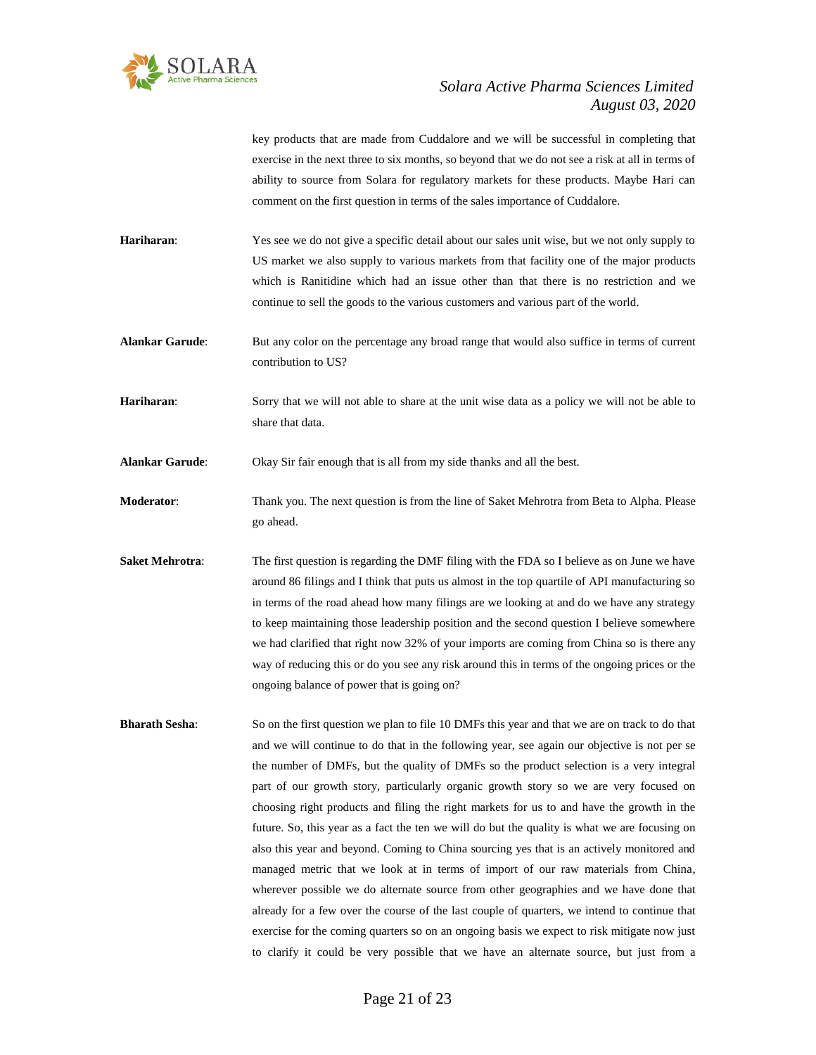key products that are made from Cuddalore and we will be successful in completing that exercise in the next three to six months, so beyond that we do not see a risk at all in terms of ability to source from Solara for regulatory markets for these products. Maybe Hari can comment on the first question in terms of the sales importance of Cuddalore.

**Hariharan**: Yes see we do not give a specific detail about our sales unit wise, but we not only supply to US market we also supply to various markets from that facility one of the major products which is Ranitidine which had an issue other than that there is no restriction and we continue to sell the goods to the various customers and various part of the world.

**Alankar Garude**: But any color on the percentage any broad range that would also suffice in terms of current contribution to US?

**Hariharan**: Sorry that we will not able to share at the unit wise data as a policy we will not be able to share that data.

**Alankar Garude**: Okay Sir fair enough that is all from my side thanks and all the best.

**Moderator**: Thank you. The next question is from the line of Saket Mehrotra from Beta to Alpha. Please go ahead.

**Saket Mehrotra**: The first question is regarding the DMF filing with the FDA so I believe as on June we have around 86 filings and I think that puts us almost in the top quartile of API manufacturing so in terms of the road ahead how many filings are we looking at and do we have any strategy to keep maintaining those leadership position and the second question I believe somewhere we had clarified that right now 32% of your imports are coming from China so is there any way of reducing this or do you see any risk around this in terms of the ongoing prices or the ongoing balance of power that is going on?

**Bharath Sesha**: So on the first question we plan to file 10 DMFs this year and that we are on track to do that and we will continue to do that in the following year, see again our objective is not per se the number of DMFs, but the quality of DMFs so the product selection is a very integral part of our growth story, particularly organic growth story so we are very focused on choosing right products and filing the right markets for us to and have the growth in the future. So, this year as a fact the ten we will do but the quality is what we are focusing on also this year and beyond. Coming to China sourcing yes that is an actively monitored and managed metric that we look at in terms of import of our raw materials from China, wherever possible we do alternate source from other geographies and we have done that already for a few over the course of the last couple of quarters, we intend to continue that exercise for the coming quarters so on an ongoing basis we expect to risk mitigate now just to clarify it could be very possible that we have an alternate source, but just from a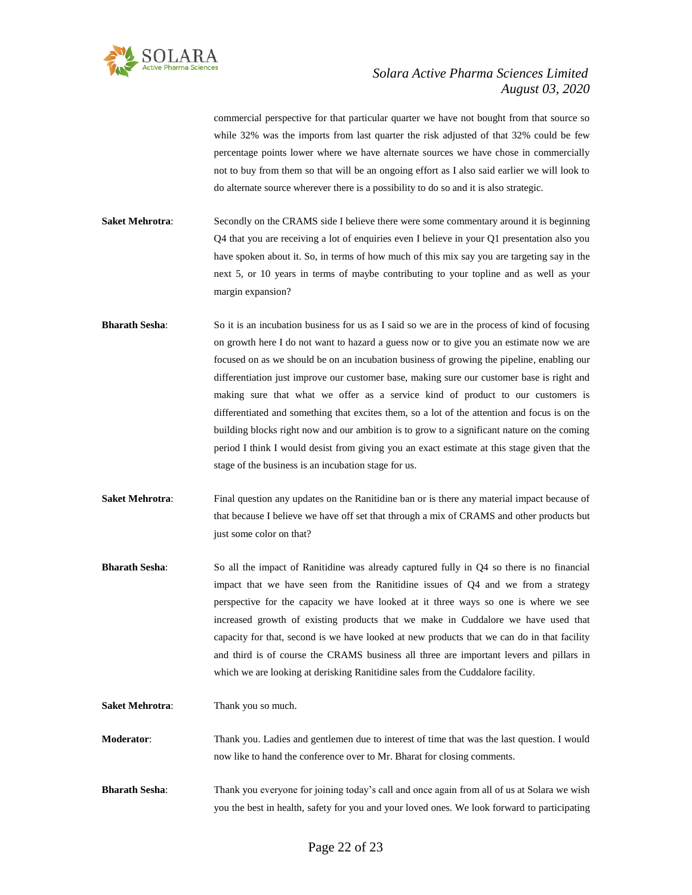commercial perspective for that particular quarter we have not bought from that source so while 32% was the imports from last quarter the risk adjusted of that 32% could be few percentage points lower where we have alternate sources we have chose in commercially not to buy from them so that will be an ongoing effort as I also said earlier we will look to do alternate source wherever there is a possibility to do so and it is also strategic.

**Saket Mehrotra**: Secondly on the CRAMS side I believe there were some commentary around it is beginning Q4 that you are receiving a lot of enquiries even I believe in your Q1 presentation also you have spoken about it. So, in terms of how much of this mix say you are targeting say in the next 5, or 10 years in terms of maybe contributing to your topline and as well as your margin expansion?

**Bharath Sesha**: So it is an incubation business for us as I said so we are in the process of kind of focusing on growth here I do not want to hazard a guess now or to give you an estimate now we are focused on as we should be on an incubation business of growing the pipeline, enabling our differentiation just improve our customer base, making sure our customer base is right and making sure that what we offer as a service kind of product to our customers is differentiated and something that excites them, so a lot of the attention and focus is on the building blocks right now and our ambition is to grow to a significant nature on the coming period I think I would desist from giving you an exact estimate at this stage given that the stage of the business is an incubation stage for us.

**Saket Mehrotra**: Final question any updates on the Ranitidine ban or is there any material impact because of that because I believe we have off set that through a mix of CRAMS and other products but just some color on that?

**Bharath Sesha**: So all the impact of Ranitidine was already captured fully in Q4 so there is no financial impact that we have seen from the Ranitidine issues of Q4 and we from a strategy perspective for the capacity we have looked at it three ways so one is where we see increased growth of existing products that we make in Cuddalore we have used that capacity for that, second is we have looked at new products that we can do in that facility and third is of course the CRAMS business all three are important levers and pillars in which we are looking at derisking Ranitidine sales from the Cuddalore facility.

**Saket Mehrotra**: Thank you so much.

**Moderator**: Thank you. Ladies and gentlemen due to interest of time that was the last question. I would now like to hand the conference over to Mr. Bharat for closing comments.

**Bharath Sesha**: Thank you everyone for joining today's call and once again from all of us at Solara we wish you the best in health, safety for you and your loved ones. We look forward to participating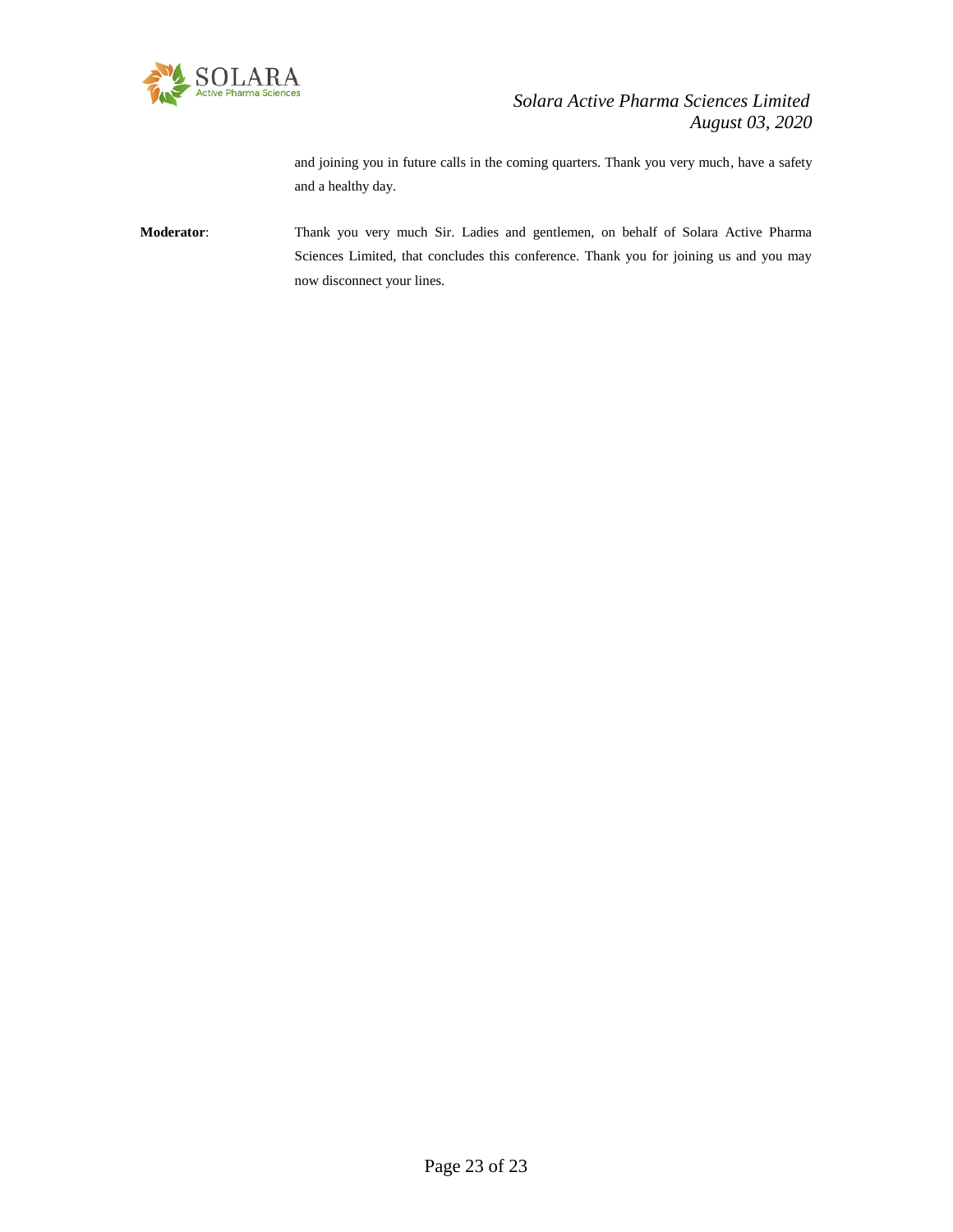and joining you in future calls in the coming quarters. Thank you very much, have a safety and a healthy day.

**Moderator**: Thank you very much Sir. Ladies and gentlemen, on behalf of Solara Active Pharma Sciences Limited, that concludes this conference. Thank you for joining us and you may now disconnect your lines.